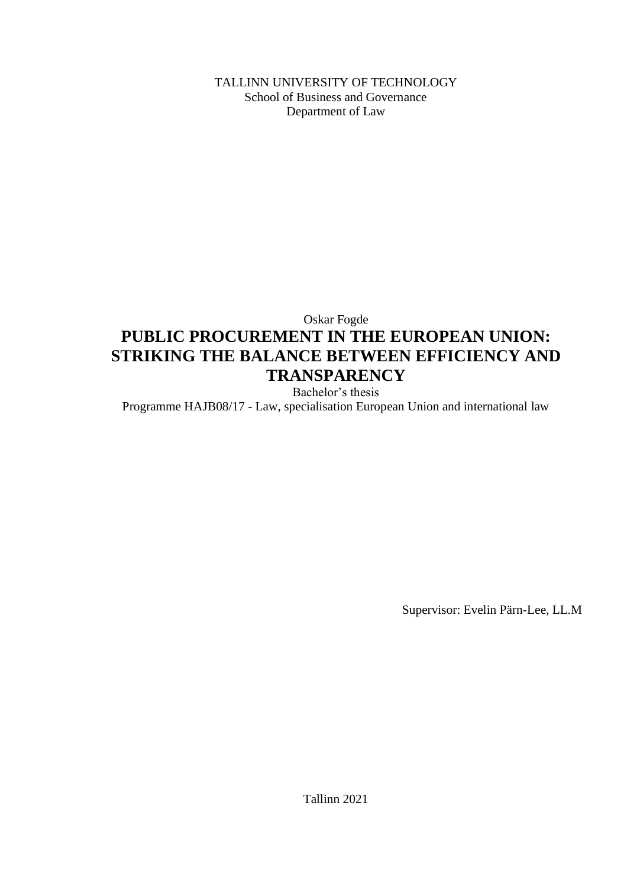TALLINN UNIVERSITY OF TECHNOLOGY
School of Business and Governance
Department of Law

Oskar Fogde

# PUBLIC PROCUREMENT IN THE EUROPEAN UNION: STRIKING THE BALANCE BETWEEN EFFICIENCY AND TRANSPARENCY

Bachelor's thesis

Programme HAJB08/17 - Law, specialisation European Union and international law

Supervisor: Evelin Pärn-Lee, LL.M

Tallinn 2021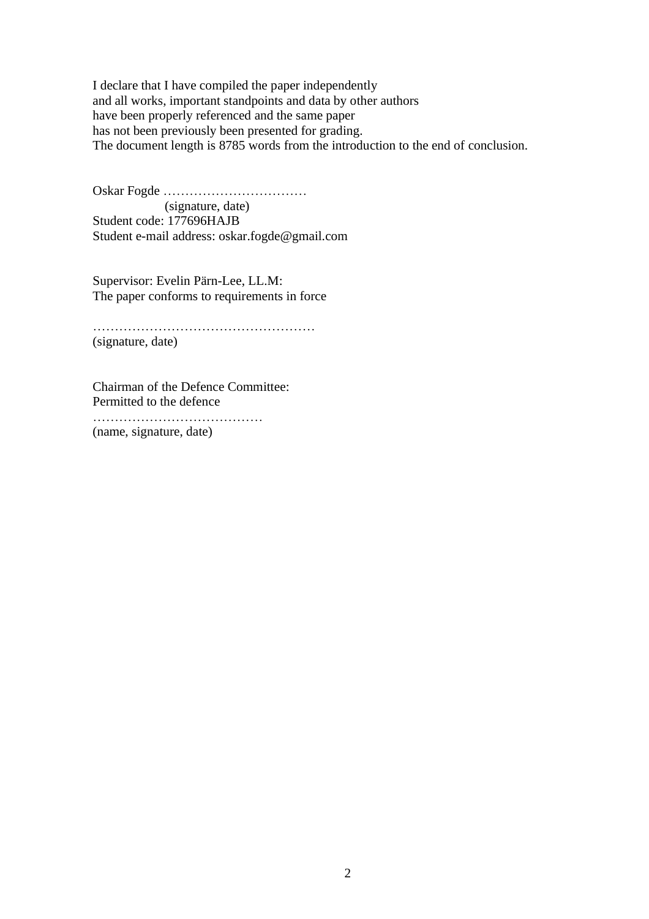I declare that I have compiled the paper independently
and all works, important standpoints and data by other authors
have been properly referenced and the same paper
has not been previously been presented for grading.
The document length is 8785 words from the introduction to the end of conclusion.

Oskar Fogde ……………………………
(signature, date)
Student code: 177696HAJB
Student e-mail address: oskar.fogde@gmail.com

Supervisor: Evelin Pärn-Lee, LL.M:
The paper conforms to requirements in force

……………………………………………
(signature, date)

Chairman of the Defence Committee:
Permitted to the defence
…………………………………
(name, signature, date)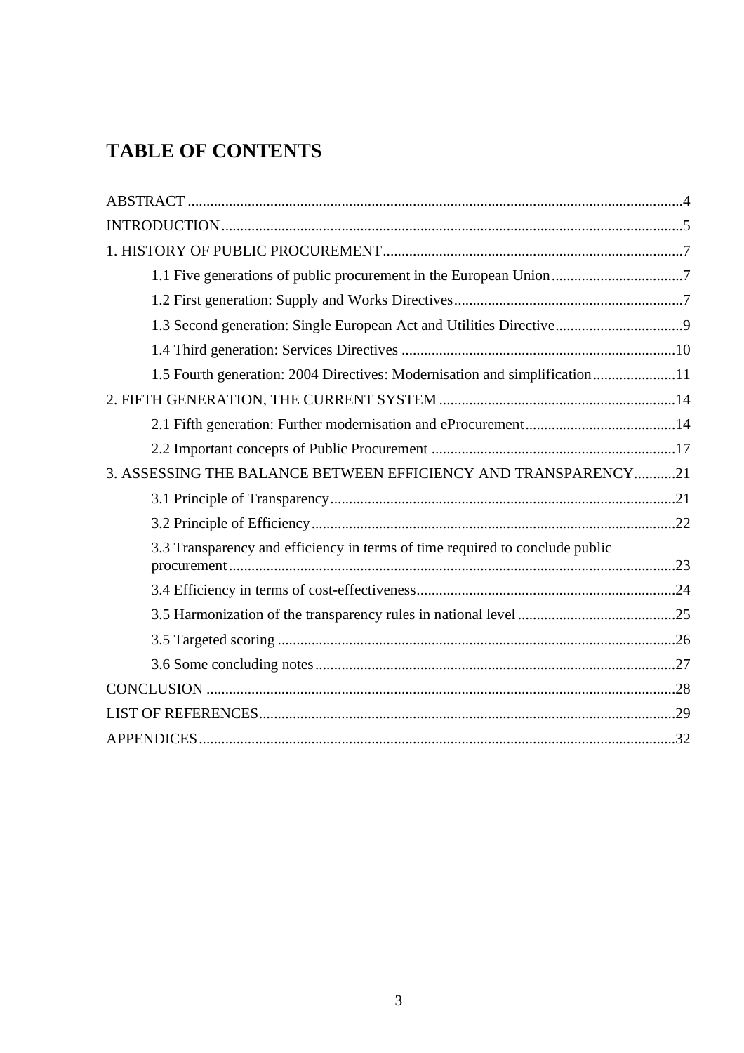# TABLE OF CONTENTS

ABSTRACT ....................................................................................................................................4

INTRODUCTION ..........................................................................................................................5

1. HISTORY OF PUBLIC PROCUREMENT ................................................................................7

    1.1 Five generations of public procurement in the European Union ...................................7

    1.2 First generation: Supply and Works Directives .............................................................7

    1.3 Second generation: Single European Act and Utilities Directive ..................................9

    1.4 Third generation: Services Directives .........................................................................10

    1.5 Fourth generation: 2004 Directives: Modernisation and simplification ......................11

2. FIFTH GENERATION, THE CURRENT SYSTEM ...............................................................14

    2.1 Fifth generation: Further modernisation and eProcurement ........................................14

    2.2 Important concepts of Public Procurement .................................................................17

3. ASSESSING THE BALANCE BETWEEN EFFICIENCY AND TRANSPARENCY ...........21

    3.1 Principle of Transparency ............................................................................................21

    3.2 Principle of Efficiency .................................................................................................22

    3.3 Transparency and efficiency in terms of time required to conclude public procurement .......................................................................................................................23

    3.4 Efficiency in terms of cost-effectiveness .....................................................................24

    3.5 Harmonization of the transparency rules in national level ..........................................25

    3.5 Targeted scoring ..........................................................................................................26

    3.6 Some concluding notes ................................................................................................27

CONCLUSION ............................................................................................................................28

LIST OF REFERENCES ..............................................................................................................29

APPENDICES .............................................................................................................................32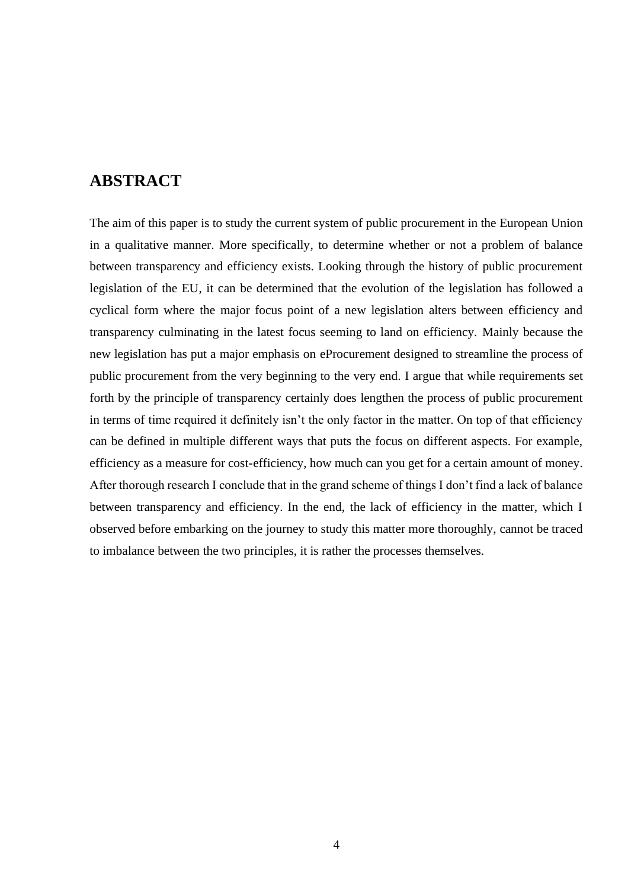## ABSTRACT

The aim of this paper is to study the current system of public procurement in the European Union in a qualitative manner. More specifically, to determine whether or not a problem of balance between transparency and efficiency exists. Looking through the history of public procurement legislation of the EU, it can be determined that the evolution of the legislation has followed a cyclical form where the major focus point of a new legislation alters between efficiency and transparency culminating in the latest focus seeming to land on efficiency. Mainly because the new legislation has put a major emphasis on eProcurement designed to streamline the process of public procurement from the very beginning to the very end. I argue that while requirements set forth by the principle of transparency certainly does lengthen the process of public procurement in terms of time required it definitely isn't the only factor in the matter. On top of that efficiency can be defined in multiple different ways that puts the focus on different aspects. For example, efficiency as a measure for cost-efficiency, how much can you get for a certain amount of money. After thorough research I conclude that in the grand scheme of things I don't find a lack of balance between transparency and efficiency. In the end, the lack of efficiency in the matter, which I observed before embarking on the journey to study this matter more thoroughly, cannot be traced to imbalance between the two principles, it is rather the processes themselves.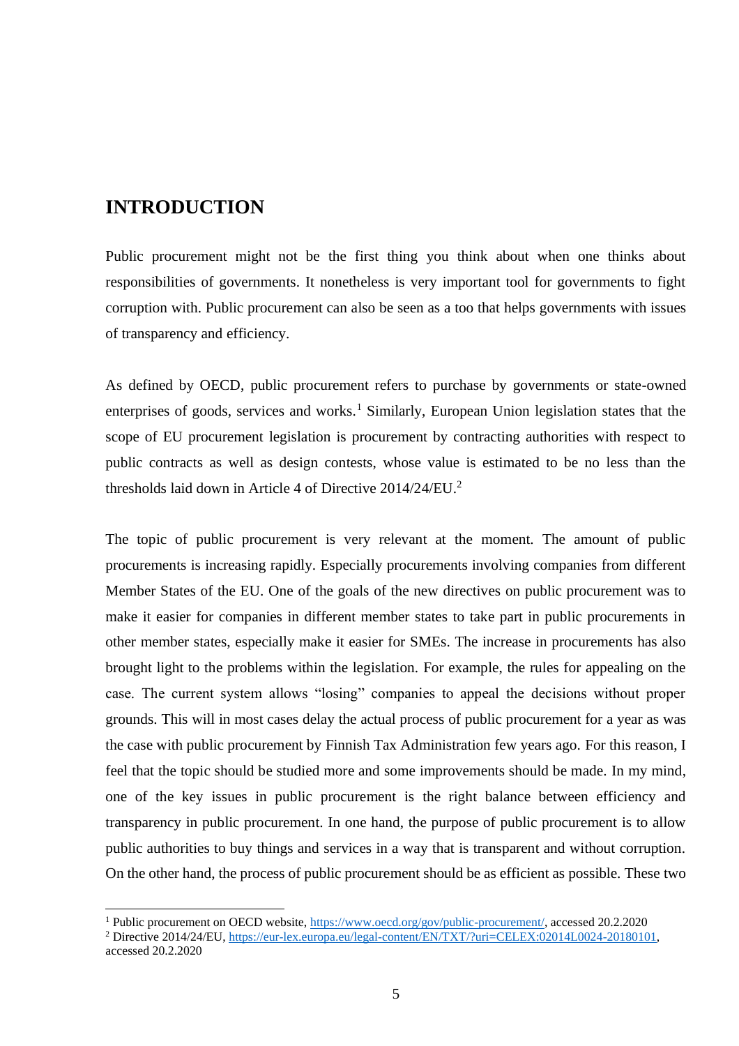# INTRODUCTION

Public procurement might not be the first thing you think about when one thinks about responsibilities of governments. It nonetheless is very important tool for governments to fight corruption with. Public procurement can also be seen as a too that helps governments with issues of transparency and efficiency.

As defined by OECD, public procurement refers to purchase by governments or state-owned enterprises of goods, services and works.[1] Similarly, European Union legislation states that the scope of EU procurement legislation is procurement by contracting authorities with respect to public contracts as well as design contests, whose value is estimated to be no less than the thresholds laid down in Article 4 of Directive 2014/24/EU.[2]

The topic of public procurement is very relevant at the moment. The amount of public procurements is increasing rapidly. Especially procurements involving companies from different Member States of the EU. One of the goals of the new directives on public procurement was to make it easier for companies in different member states to take part in public procurements in other member states, especially make it easier for SMEs. The increase in procurements has also brought light to the problems within the legislation. For example, the rules for appealing on the case. The current system allows "losing" companies to appeal the decisions without proper grounds. This will in most cases delay the actual process of public procurement for a year as was the case with public procurement by Finnish Tax Administration few years ago. For this reason, I feel that the topic should be studied more and some improvements should be made. In my mind, one of the key issues in public procurement is the right balance between efficiency and transparency in public procurement. In one hand, the purpose of public procurement is to allow public authorities to buy things and services in a way that is transparent and without corruption. On the other hand, the process of public procurement should be as efficient as possible. These two

---

[1] Public procurement on OECD website, https://www.oecd.org/gov/public-procurement/, accessed 20.2.2020

[2] Directive 2014/24/EU, https://eur-lex.europa.eu/legal-content/EN/TXT/?uri=CELEX:02014L0024-20180101, accessed 20.2.2020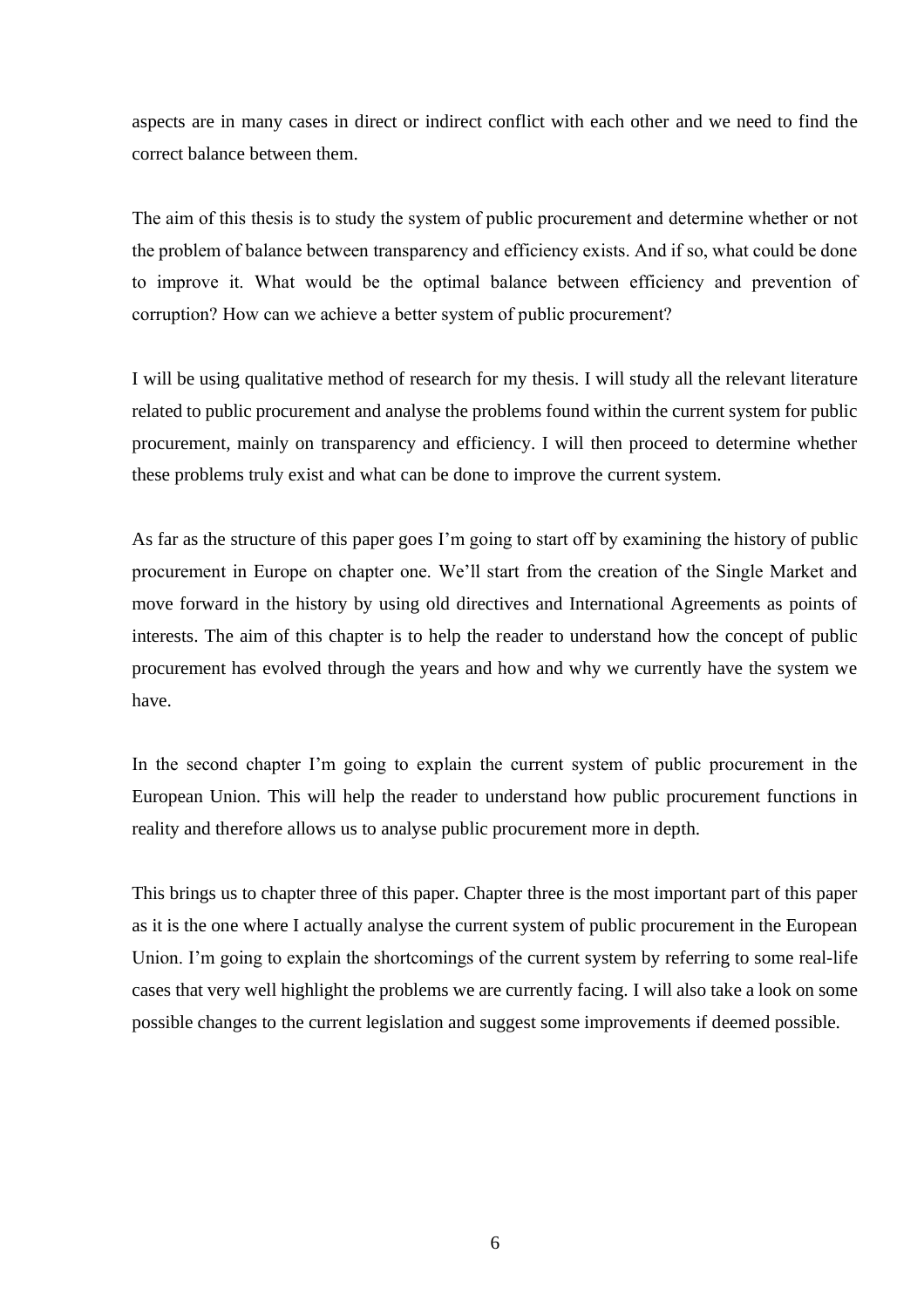aspects are in many cases in direct or indirect conflict with each other and we need to find the correct balance between them.

The aim of this thesis is to study the system of public procurement and determine whether or not the problem of balance between transparency and efficiency exists. And if so, what could be done to improve it. What would be the optimal balance between efficiency and prevention of corruption? How can we achieve a better system of public procurement?

I will be using qualitative method of research for my thesis. I will study all the relevant literature related to public procurement and analyse the problems found within the current system for public procurement, mainly on transparency and efficiency. I will then proceed to determine whether these problems truly exist and what can be done to improve the current system.

As far as the structure of this paper goes I'm going to start off by examining the history of public procurement in Europe on chapter one. We'll start from the creation of the Single Market and move forward in the history by using old directives and International Agreements as points of interests. The aim of this chapter is to help the reader to understand how the concept of public procurement has evolved through the years and how and why we currently have the system we have.

In the second chapter I'm going to explain the current system of public procurement in the European Union. This will help the reader to understand how public procurement functions in reality and therefore allows us to analyse public procurement more in depth.

This brings us to chapter three of this paper. Chapter three is the most important part of this paper as it is the one where I actually analyse the current system of public procurement in the European Union. I'm going to explain the shortcomings of the current system by referring to some real-life cases that very well highlight the problems we are currently facing. I will also take a look on some possible changes to the current legislation and suggest some improvements if deemed possible.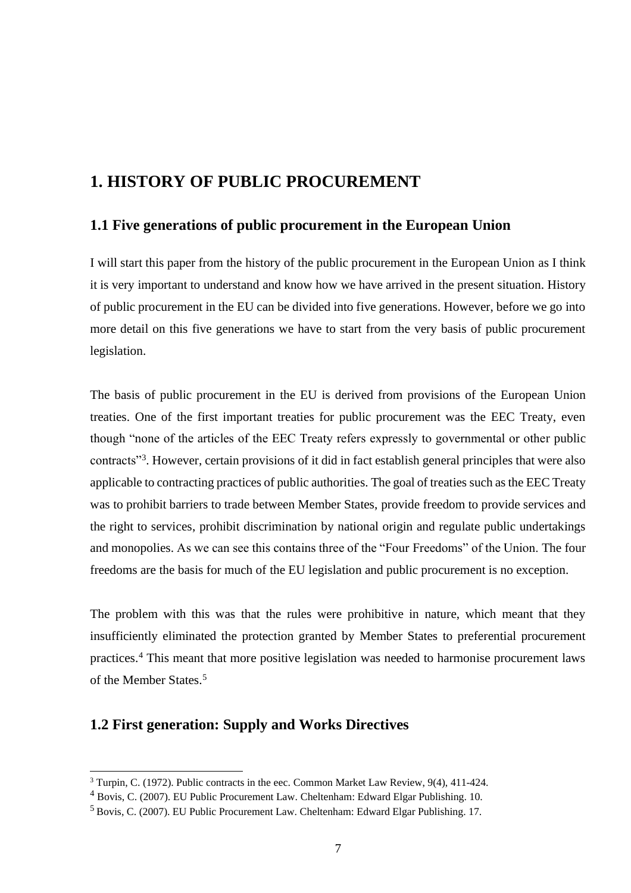# 1. HISTORY OF PUBLIC PROCUREMENT

## 1.1 Five generations of public procurement in the European Union

I will start this paper from the history of the public procurement in the European Union as I think it is very important to understand and know how we have arrived in the present situation. History of public procurement in the EU can be divided into five generations. However, before we go into more detail on this five generations we have to start from the very basis of public procurement legislation.

The basis of public procurement in the EU is derived from provisions of the European Union treaties. One of the first important treaties for public procurement was the EEC Treaty, even though "none of the articles of the EEC Treaty refers expressly to governmental or other public contracts"[3]. However, certain provisions of it did in fact establish general principles that were also applicable to contracting practices of public authorities. The goal of treaties such as the EEC Treaty was to prohibit barriers to trade between Member States, provide freedom to provide services and the right to services, prohibit discrimination by national origin and regulate public undertakings and monopolies. As we can see this contains three of the "Four Freedoms" of the Union. The four freedoms are the basis for much of the EU legislation and public procurement is no exception.

The problem with this was that the rules were prohibitive in nature, which meant that they insufficiently eliminated the protection granted by Member States to preferential procurement practices.[4] This meant that more positive legislation was needed to harmonise procurement laws of the Member States.[5]

## 1.2 First generation: Supply and Works Directives

[3] Turpin, C. (1972). Public contracts in the eec. Common Market Law Review, 9(4), 411-424.

[4] Bovis, C. (2007). EU Public Procurement Law. Cheltenham: Edward Elgar Publishing. 10.

[5] Bovis, C. (2007). EU Public Procurement Law. Cheltenham: Edward Elgar Publishing. 17.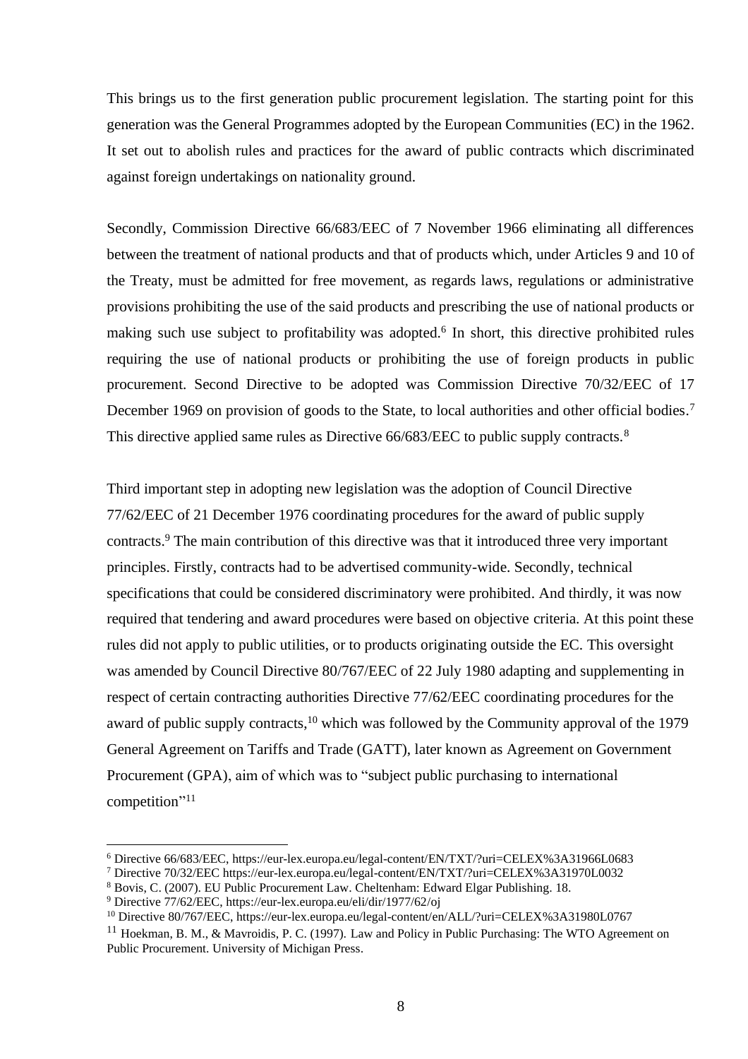This brings us to the first generation public procurement legislation. The starting point for this generation was the General Programmes adopted by the European Communities (EC) in the 1962. It set out to abolish rules and practices for the award of public contracts which discriminated against foreign undertakings on nationality ground.

Secondly, Commission Directive 66/683/EEC of 7 November 1966 eliminating all differences between the treatment of national products and that of products which, under Articles 9 and 10 of the Treaty, must be admitted for free movement, as regards laws, regulations or administrative provisions prohibiting the use of the said products and prescribing the use of national products or making such use subject to profitability was adopted.[6] In short, this directive prohibited rules requiring the use of national products or prohibiting the use of foreign products in public procurement. Second Directive to be adopted was Commission Directive 70/32/EEC of 17 December 1969 on provision of goods to the State, to local authorities and other official bodies.[7] This directive applied same rules as Directive 66/683/EEC to public supply contracts.[8]

Third important step in adopting new legislation was the adoption of Council Directive 77/62/EEC of 21 December 1976 coordinating procedures for the award of public supply contracts.[9] The main contribution of this directive was that it introduced three very important principles. Firstly, contracts had to be advertised community-wide. Secondly, technical specifications that could be considered discriminatory were prohibited. And thirdly, it was now required that tendering and award procedures were based on objective criteria. At this point these rules did not apply to public utilities, or to products originating outside the EC. This oversight was amended by Council Directive 80/767/EEC of 22 July 1980 adapting and supplementing in respect of certain contracting authorities Directive 77/62/EEC coordinating procedures for the award of public supply contracts,[10] which was followed by the Community approval of the 1979 General Agreement on Tariffs and Trade (GATT), later known as Agreement on Government Procurement (GPA), aim of which was to "subject public purchasing to international competition"[11]

---

[6] Directive 66/683/EEC, https://eur-lex.europa.eu/legal-content/EN/TXT/?uri=CELEX%3A31966L0683

[7] Directive 70/32/EEC https://eur-lex.europa.eu/legal-content/EN/TXT/?uri=CELEX%3A31970L0032

[8] Bovis, C. (2007). EU Public Procurement Law. Cheltenham: Edward Elgar Publishing. 18.

[9] Directive 77/62/EEC, https://eur-lex.europa.eu/eli/dir/1977/62/oj

[10] Directive 80/767/EEC, https://eur-lex.europa.eu/legal-content/en/ALL/?uri=CELEX%3A31980L0767

[11] Hoekman, B. M., & Mavroidis, P. C. (1997). Law and Policy in Public Purchasing: The WTO Agreement on Public Procurement. University of Michigan Press.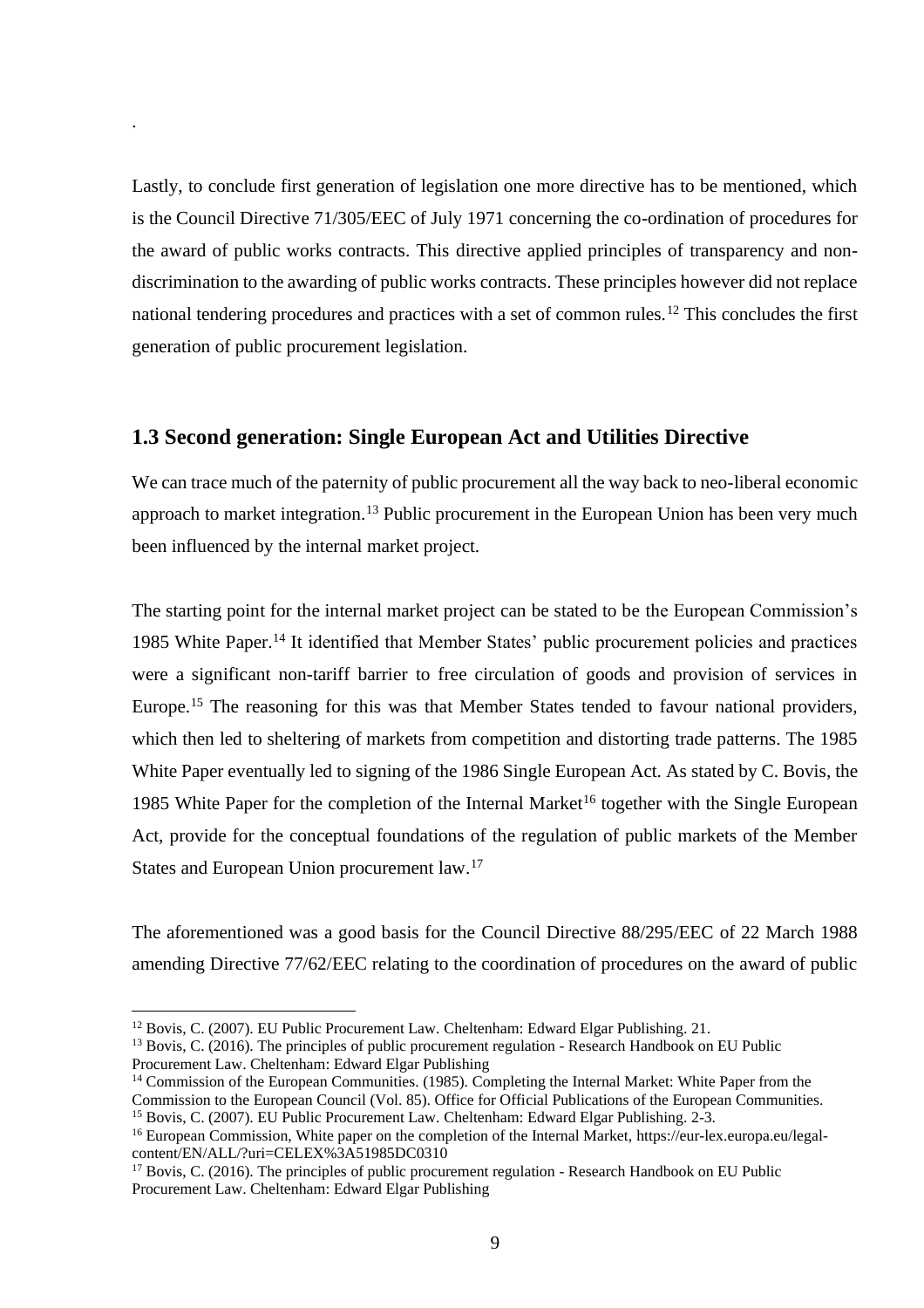.

Lastly, to conclude first generation of legislation one more directive has to be mentioned, which is the Council Directive 71/305/EEC of July 1971 concerning the co-ordination of procedures for the award of public works contracts. This directive applied principles of transparency and non-discrimination to the awarding of public works contracts. These principles however did not replace national tendering procedures and practices with a set of common rules.[12] This concludes the first generation of public procurement legislation.

## 1.3 Second generation: Single European Act and Utilities Directive

We can trace much of the paternity of public procurement all the way back to neo-liberal economic approach to market integration.[13] Public procurement in the European Union has been very much been influenced by the internal market project.

The starting point for the internal market project can be stated to be the European Commission's 1985 White Paper.[14] It identified that Member States' public procurement policies and practices were a significant non-tariff barrier to free circulation of goods and provision of services in Europe.[15] The reasoning for this was that Member States tended to favour national providers, which then led to sheltering of markets from competition and distorting trade patterns. The 1985 White Paper eventually led to signing of the 1986 Single European Act. As stated by C. Bovis, the 1985 White Paper for the completion of the Internal Market[16] together with the Single European Act, provide for the conceptual foundations of the regulation of public markets of the Member States and European Union procurement law.[17]

The aforementioned was a good basis for the Council Directive 88/295/EEC of 22 March 1988 amending Directive 77/62/EEC relating to the coordination of procedures on the award of public

---

[12] Bovis, C. (2007). EU Public Procurement Law. Cheltenham: Edward Elgar Publishing. 21.

[13] Bovis, C. (2016). The principles of public procurement regulation - Research Handbook on EU Public Procurement Law. Cheltenham: Edward Elgar Publishing

[14] Commission of the European Communities. (1985). Completing the Internal Market: White Paper from the Commission to the European Council (Vol. 85). Office for Official Publications of the European Communities.

[15] Bovis, C. (2007). EU Public Procurement Law. Cheltenham: Edward Elgar Publishing. 2-3.

[16] European Commission, White paper on the completion of the Internal Market, https://eur-lex.europa.eu/legal-content/EN/ALL/?uri=CELEX%3A51985DC0310

[17] Bovis, C. (2016). The principles of public procurement regulation - Research Handbook on EU Public Procurement Law. Cheltenham: Edward Elgar Publishing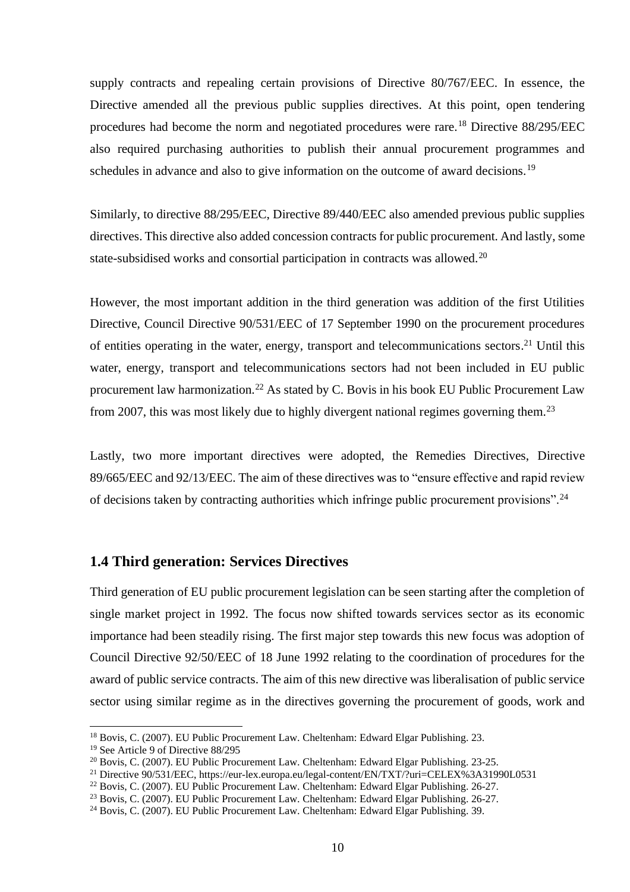supply contracts and repealing certain provisions of Directive 80/767/EEC. In essence, the Directive amended all the previous public supplies directives. At this point, open tendering procedures had become the norm and negotiated procedures were rare.[18] Directive 88/295/EEC also required purchasing authorities to publish their annual procurement programmes and schedules in advance and also to give information on the outcome of award decisions.[19]

Similarly, to directive 88/295/EEC, Directive 89/440/EEC also amended previous public supplies directives. This directive also added concession contracts for public procurement. And lastly, some state-subsidised works and consortial participation in contracts was allowed.[20]

However, the most important addition in the third generation was addition of the first Utilities Directive, Council Directive 90/531/EEC of 17 September 1990 on the procurement procedures of entities operating in the water, energy, transport and telecommunications sectors.[21] Until this water, energy, transport and telecommunications sectors had not been included in EU public procurement law harmonization.[22] As stated by C. Bovis in his book EU Public Procurement Law from 2007, this was most likely due to highly divergent national regimes governing them.[23]

Lastly, two more important directives were adopted, the Remedies Directives, Directive 89/665/EEC and 92/13/EEC. The aim of these directives was to "ensure effective and rapid review of decisions taken by contracting authorities which infringe public procurement provisions".[24]

## 1.4 Third generation: Services Directives

Third generation of EU public procurement legislation can be seen starting after the completion of single market project in 1992. The focus now shifted towards services sector as its economic importance had been steadily rising. The first major step towards this new focus was adoption of Council Directive 92/50/EEC of 18 June 1992 relating to the coordination of procedures for the award of public service contracts. The aim of this new directive was liberalisation of public service sector using similar regime as in the directives governing the procurement of goods, work and

---

[18] Bovis, C. (2007). EU Public Procurement Law. Cheltenham: Edward Elgar Publishing. 23.

[19] See Article 9 of Directive 88/295

[20] Bovis, C. (2007). EU Public Procurement Law. Cheltenham: Edward Elgar Publishing. 23-25.

[21] Directive 90/531/EEC, https://eur-lex.europa.eu/legal-content/EN/TXT/?uri=CELEX%3A31990L0531

[22] Bovis, C. (2007). EU Public Procurement Law. Cheltenham: Edward Elgar Publishing. 26-27.

[23] Bovis, C. (2007). EU Public Procurement Law. Cheltenham: Edward Elgar Publishing. 26-27.

[24] Bovis, C. (2007). EU Public Procurement Law. Cheltenham: Edward Elgar Publishing. 39.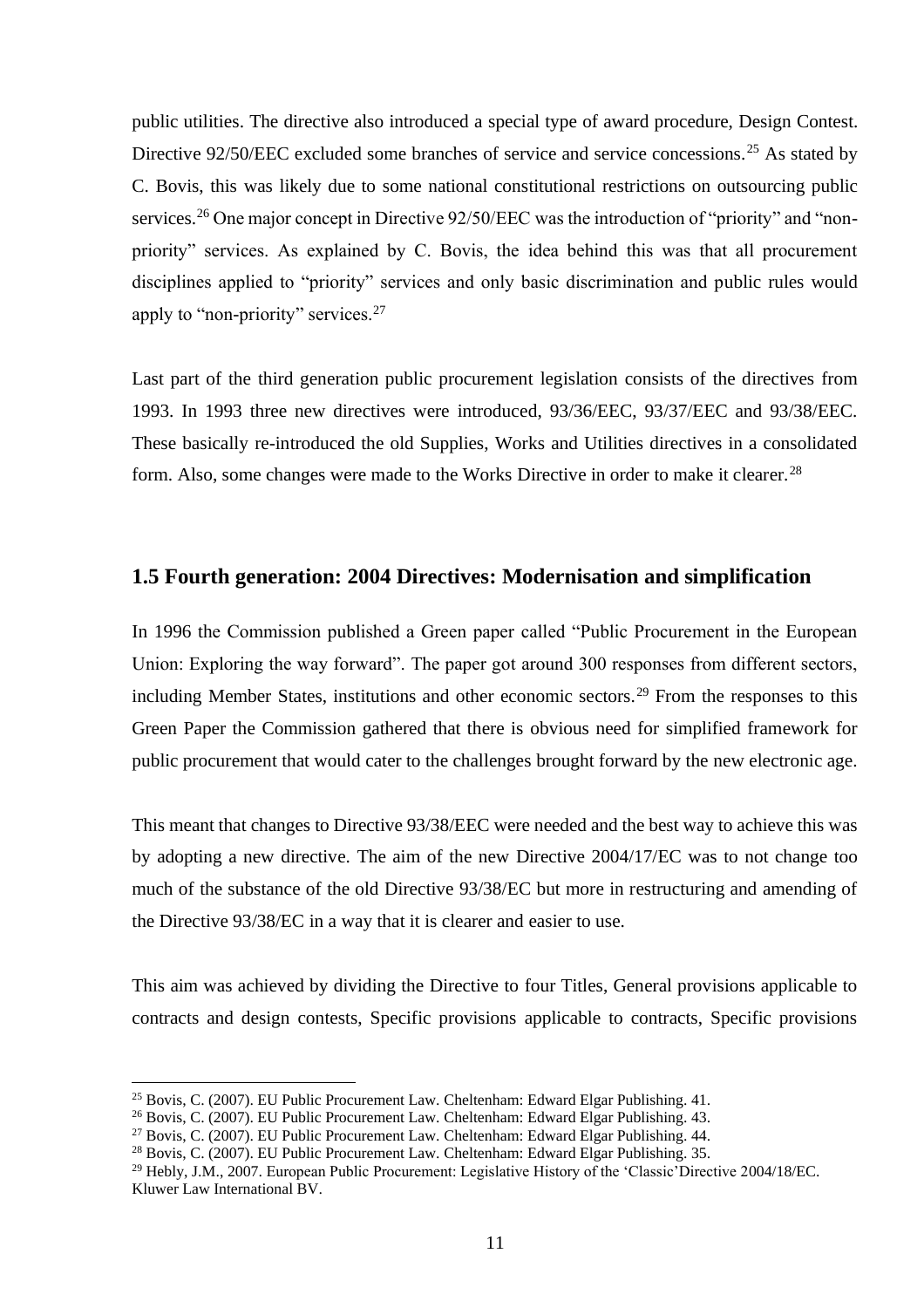public utilities. The directive also introduced a special type of award procedure, Design Contest. Directive 92/50/EEC excluded some branches of service and service concessions.[25] As stated by C. Bovis, this was likely due to some national constitutional restrictions on outsourcing public services.[26] One major concept in Directive 92/50/EEC was the introduction of "priority" and "non-priority" services. As explained by C. Bovis, the idea behind this was that all procurement disciplines applied to "priority" services and only basic discrimination and public rules would apply to "non-priority" services.[27]

Last part of the third generation public procurement legislation consists of the directives from 1993. In 1993 three new directives were introduced, 93/36/EEC, 93/37/EEC and 93/38/EEC. These basically re-introduced the old Supplies, Works and Utilities directives in a consolidated form. Also, some changes were made to the Works Directive in order to make it clearer.[28]

## 1.5 Fourth generation: 2004 Directives: Modernisation and simplification

In 1996 the Commission published a Green paper called "Public Procurement in the European Union: Exploring the way forward". The paper got around 300 responses from different sectors, including Member States, institutions and other economic sectors.[29] From the responses to this Green Paper the Commission gathered that there is obvious need for simplified framework for public procurement that would cater to the challenges brought forward by the new electronic age.

This meant that changes to Directive 93/38/EEC were needed and the best way to achieve this was by adopting a new directive. The aim of the new Directive 2004/17/EC was to not change too much of the substance of the old Directive 93/38/EC but more in restructuring and amending of the Directive 93/38/EC in a way that it is clearer and easier to use.

This aim was achieved by dividing the Directive to four Titles, General provisions applicable to contracts and design contests, Specific provisions applicable to contracts, Specific provisions

[25] Bovis, C. (2007). EU Public Procurement Law. Cheltenham: Edward Elgar Publishing. 41.

[26] Bovis, C. (2007). EU Public Procurement Law. Cheltenham: Edward Elgar Publishing. 43.

[27] Bovis, C. (2007). EU Public Procurement Law. Cheltenham: Edward Elgar Publishing. 44.

[28] Bovis, C. (2007). EU Public Procurement Law. Cheltenham: Edward Elgar Publishing. 35.

[29] Hebly, J.M., 2007. European Public Procurement: Legislative History of the 'Classic'Directive 2004/18/EC. Kluwer Law International BV.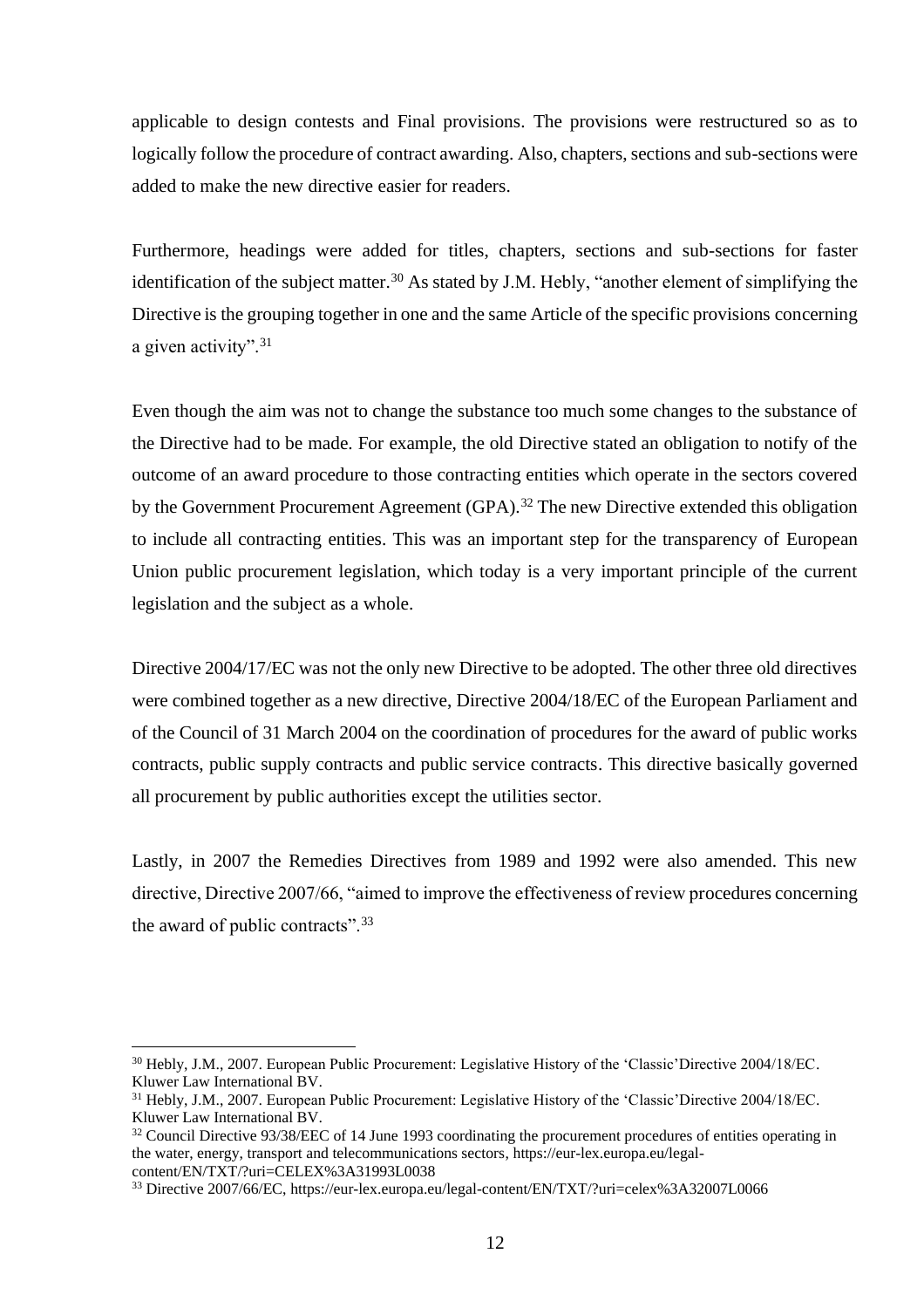applicable to design contests and Final provisions. The provisions were restructured so as to logically follow the procedure of contract awarding. Also, chapters, sections and sub-sections were added to make the new directive easier for readers.

Furthermore, headings were added for titles, chapters, sections and sub-sections for faster identification of the subject matter.[30] As stated by J.M. Hebly, "another element of simplifying the Directive is the grouping together in one and the same Article of the specific provisions concerning a given activity".[31]

Even though the aim was not to change the substance too much some changes to the substance of the Directive had to be made. For example, the old Directive stated an obligation to notify of the outcome of an award procedure to those contracting entities which operate in the sectors covered by the Government Procurement Agreement (GPA).[32] The new Directive extended this obligation to include all contracting entities. This was an important step for the transparency of European Union public procurement legislation, which today is a very important principle of the current legislation and the subject as a whole.

Directive 2004/17/EC was not the only new Directive to be adopted. The other three old directives were combined together as a new directive, Directive 2004/18/EC of the European Parliament and of the Council of 31 March 2004 on the coordination of procedures for the award of public works contracts, public supply contracts and public service contracts. This directive basically governed all procurement by public authorities except the utilities sector.

Lastly, in 2007 the Remedies Directives from 1989 and 1992 were also amended. This new directive, Directive 2007/66, "aimed to improve the effectiveness of review procedures concerning the award of public contracts".[33]

---

[30] Hebly, J.M., 2007. European Public Procurement: Legislative History of the 'Classic'Directive 2004/18/EC. Kluwer Law International BV.

[31] Hebly, J.M., 2007. European Public Procurement: Legislative History of the 'Classic'Directive 2004/18/EC. Kluwer Law International BV.

[32] Council Directive 93/38/EEC of 14 June 1993 coordinating the procurement procedures of entities operating in the water, energy, transport and telecommunications sectors, https://eur-lex.europa.eu/legal-content/EN/TXT/?uri=CELEX%3A31993L0038

[33] Directive 2007/66/EC, https://eur-lex.europa.eu/legal-content/EN/TXT/?uri=celex%3A32007L0066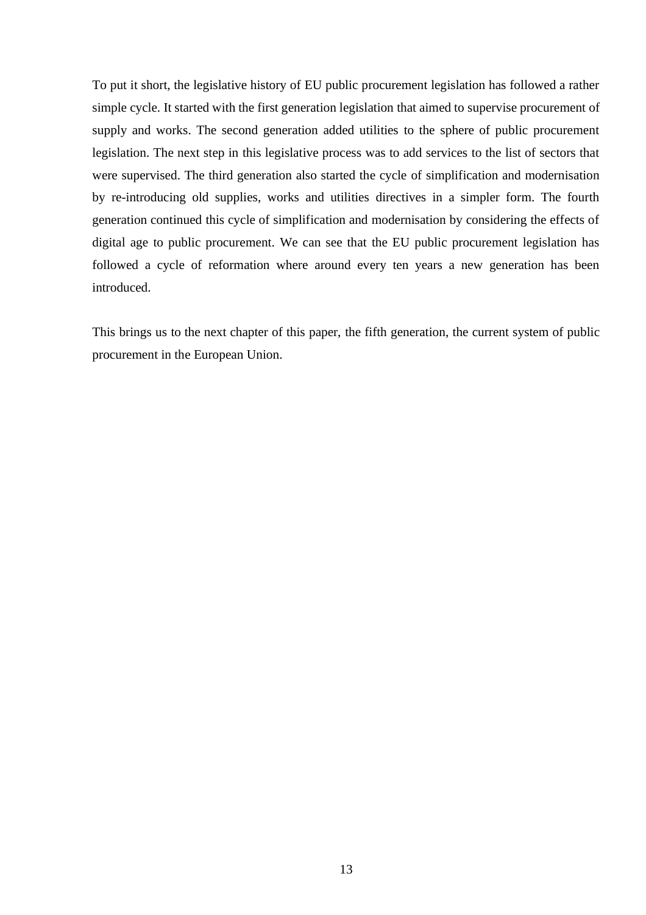To put it short, the legislative history of EU public procurement legislation has followed a rather simple cycle. It started with the first generation legislation that aimed to supervise procurement of supply and works. The second generation added utilities to the sphere of public procurement legislation. The next step in this legislative process was to add services to the list of sectors that were supervised. The third generation also started the cycle of simplification and modernisation by re-introducing old supplies, works and utilities directives in a simpler form. The fourth generation continued this cycle of simplification and modernisation by considering the effects of digital age to public procurement. We can see that the EU public procurement legislation has followed a cycle of reformation where around every ten years a new generation has been introduced.

This brings us to the next chapter of this paper, the fifth generation, the current system of public procurement in the European Union.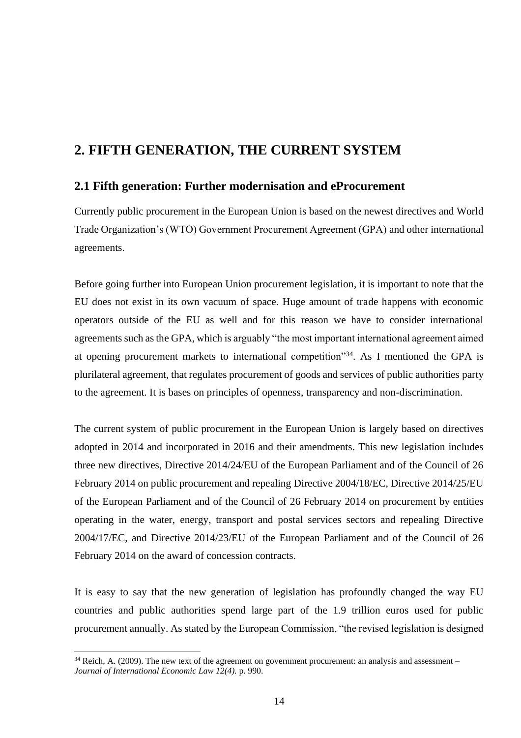# 2. FIFTH GENERATION, THE CURRENT SYSTEM

## 2.1 Fifth generation: Further modernisation and eProcurement

Currently public procurement in the European Union is based on the newest directives and World Trade Organization's (WTO) Government Procurement Agreement (GPA) and other international agreements.

Before going further into European Union procurement legislation, it is important to note that the EU does not exist in its own vacuum of space. Huge amount of trade happens with economic operators outside of the EU as well and for this reason we have to consider international agreements such as the GPA, which is arguably "the most important international agreement aimed at opening procurement markets to international competition"[34]. As I mentioned the GPA is plurilateral agreement, that regulates procurement of goods and services of public authorities party to the agreement. It is bases on principles of openness, transparency and non-discrimination.

The current system of public procurement in the European Union is largely based on directives adopted in 2014 and incorporated in 2016 and their amendments. This new legislation includes three new directives, Directive 2014/24/EU of the European Parliament and of the Council of 26 February 2014 on public procurement and repealing Directive 2004/18/EC, Directive 2014/25/EU of the European Parliament and of the Council of 26 February 2014 on procurement by entities operating in the water, energy, transport and postal services sectors and repealing Directive 2004/17/EC, and Directive 2014/23/EU of the European Parliament and of the Council of 26 February 2014 on the award of concession contracts.

It is easy to say that the new generation of legislation has profoundly changed the way EU countries and public authorities spend large part of the 1.9 trillion euros used for public procurement annually. As stated by the European Commission, "the revised legislation is designed

[34] Reich, A. (2009). The new text of the agreement on government procurement: an analysis and assessment – *Journal of International Economic Law 12(4).* p. 990.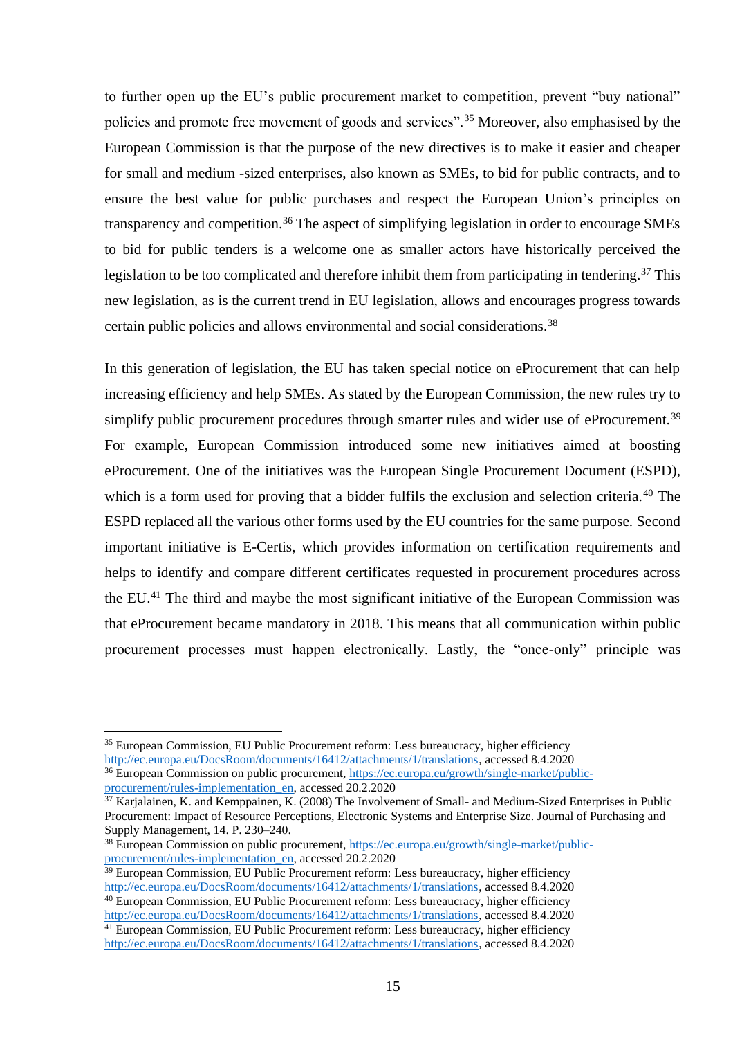to further open up the EU's public procurement market to competition, prevent "buy national" policies and promote free movement of goods and services".[35] Moreover, also emphasised by the European Commission is that the purpose of the new directives is to make it easier and cheaper for small and medium -sized enterprises, also known as SMEs, to bid for public contracts, and to ensure the best value for public purchases and respect the European Union's principles on transparency and competition.[36] The aspect of simplifying legislation in order to encourage SMEs to bid for public tenders is a welcome one as smaller actors have historically perceived the legislation to be too complicated and therefore inhibit them from participating in tendering.[37] This new legislation, as is the current trend in EU legislation, allows and encourages progress towards certain public policies and allows environmental and social considerations.[38]

In this generation of legislation, the EU has taken special notice on eProcurement that can help increasing efficiency and help SMEs. As stated by the European Commission, the new rules try to simplify public procurement procedures through smarter rules and wider use of eProcurement.[39] For example, European Commission introduced some new initiatives aimed at boosting eProcurement. One of the initiatives was the European Single Procurement Document (ESPD), which is a form used for proving that a bidder fulfils the exclusion and selection criteria.[40] The ESPD replaced all the various other forms used by the EU countries for the same purpose. Second important initiative is E-Certis, which provides information on certification requirements and helps to identify and compare different certificates requested in procurement procedures across the EU.[41] The third and maybe the most significant initiative of the European Commission was that eProcurement became mandatory in 2018. This means that all communication within public procurement processes must happen electronically. Lastly, the "once-only" principle was

---

[35] European Commission, EU Public Procurement reform: Less bureaucracy, higher efficiency http://ec.europa.eu/DocsRoom/documents/16412/attachments/1/translations, accessed 8.4.2020

[36] European Commission on public procurement, https://ec.europa.eu/growth/single-market/public-procurement/rules-implementation_en, accessed 20.2.2020

[37] Karjalainen, K. and Kemppainen, K. (2008) The Involvement of Small- and Medium-Sized Enterprises in Public Procurement: Impact of Resource Perceptions, Electronic Systems and Enterprise Size. Journal of Purchasing and Supply Management, 14. P. 230–240.

[38] European Commission on public procurement, https://ec.europa.eu/growth/single-market/public-procurement/rules-implementation_en, accessed 20.2.2020

[39] European Commission, EU Public Procurement reform: Less bureaucracy, higher efficiency http://ec.europa.eu/DocsRoom/documents/16412/attachments/1/translations, accessed 8.4.2020

[40] European Commission, EU Public Procurement reform: Less bureaucracy, higher efficiency http://ec.europa.eu/DocsRoom/documents/16412/attachments/1/translations, accessed 8.4.2020

[41] European Commission, EU Public Procurement reform: Less bureaucracy, higher efficiency http://ec.europa.eu/DocsRoom/documents/16412/attachments/1/translations, accessed 8.4.2020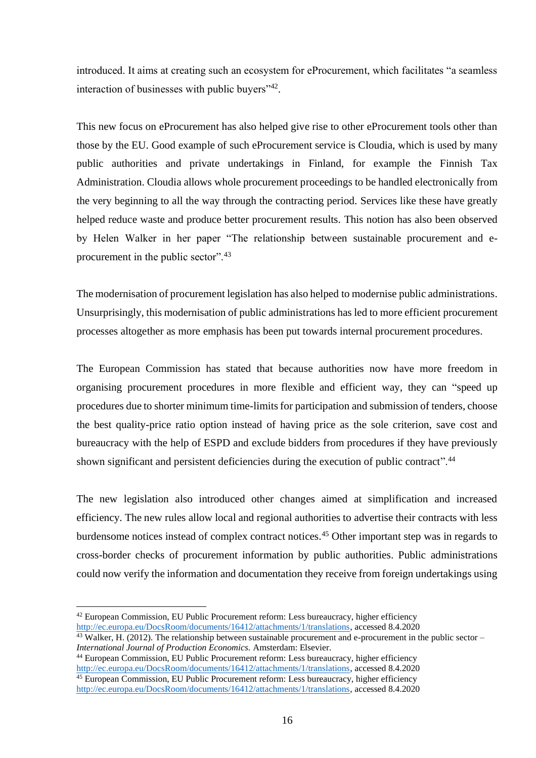introduced. It aims at creating such an ecosystem for eProcurement, which facilitates "a seamless interaction of businesses with public buyers"[42].

This new focus on eProcurement has also helped give rise to other eProcurement tools other than those by the EU. Good example of such eProcurement service is Cloudia, which is used by many public authorities and private undertakings in Finland, for example the Finnish Tax Administration. Cloudia allows whole procurement proceedings to be handled electronically from the very beginning to all the way through the contracting period. Services like these have greatly helped reduce waste and produce better procurement results. This notion has also been observed by Helen Walker in her paper "The relationship between sustainable procurement and e-procurement in the public sector".[43]

The modernisation of procurement legislation has also helped to modernise public administrations. Unsurprisingly, this modernisation of public administrations has led to more efficient procurement processes altogether as more emphasis has been put towards internal procurement procedures.

The European Commission has stated that because authorities now have more freedom in organising procurement procedures in more flexible and efficient way, they can "speed up procedures due to shorter minimum time-limits for participation and submission of tenders, choose the best quality-price ratio option instead of having price as the sole criterion, save cost and bureaucracy with the help of ESPD and exclude bidders from procedures if they have previously shown significant and persistent deficiencies during the execution of public contract".[44]

The new legislation also introduced other changes aimed at simplification and increased efficiency. The new rules allow local and regional authorities to advertise their contracts with less burdensome notices instead of complex contract notices.[45] Other important step was in regards to cross-border checks of procurement information by public authorities. Public administrations could now verify the information and documentation they receive from foreign undertakings using

---

[42] European Commission, EU Public Procurement reform: Less bureaucracy, higher efficiency http://ec.europa.eu/DocsRoom/documents/16412/attachments/1/translations, accessed 8.4.2020

[43] Walker, H. (2012). The relationship between sustainable procurement and e-procurement in the public sector – *International Journal of Production Economics.* Amsterdam: Elsevier.

[44] European Commission, EU Public Procurement reform: Less bureaucracy, higher efficiency http://ec.europa.eu/DocsRoom/documents/16412/attachments/1/translations, accessed 8.4.2020

[45] European Commission, EU Public Procurement reform: Less bureaucracy, higher efficiency http://ec.europa.eu/DocsRoom/documents/16412/attachments/1/translations, accessed 8.4.2020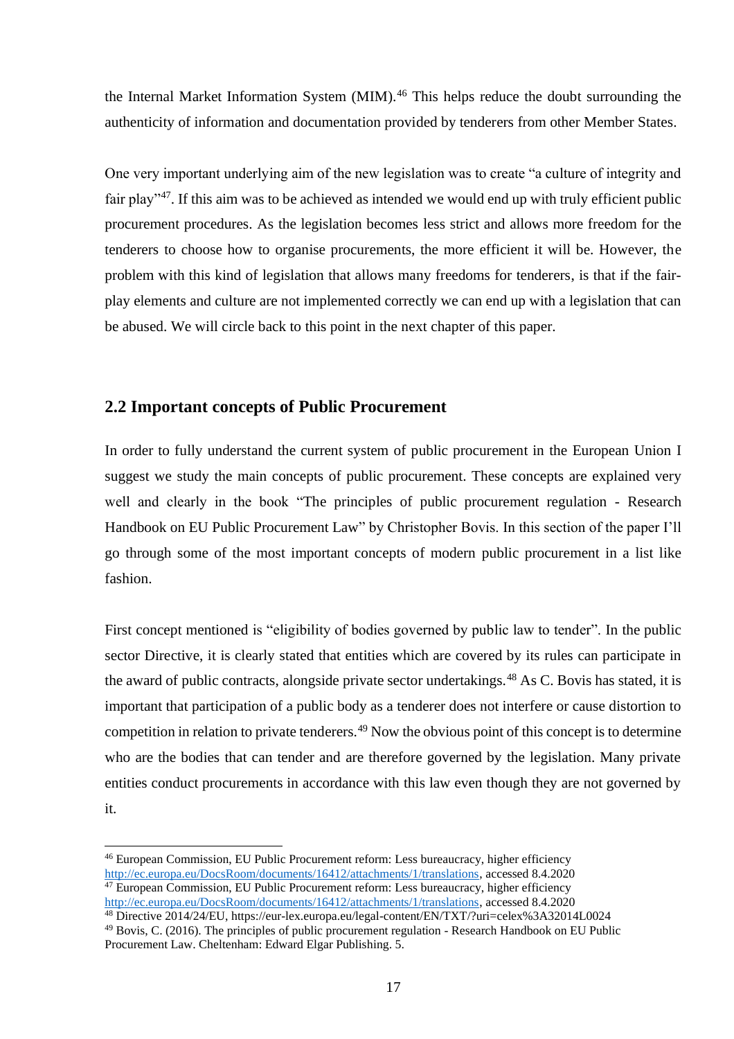the Internal Market Information System (MIM).[46] This helps reduce the doubt surrounding the authenticity of information and documentation provided by tenderers from other Member States.

One very important underlying aim of the new legislation was to create "a culture of integrity and fair play"[47]. If this aim was to be achieved as intended we would end up with truly efficient public procurement procedures. As the legislation becomes less strict and allows more freedom for the tenderers to choose how to organise procurements, the more efficient it will be. However, the problem with this kind of legislation that allows many freedoms for tenderers, is that if the fair-play elements and culture are not implemented correctly we can end up with a legislation that can be abused. We will circle back to this point in the next chapter of this paper.

## 2.2 Important concepts of Public Procurement

In order to fully understand the current system of public procurement in the European Union I suggest we study the main concepts of public procurement. These concepts are explained very well and clearly in the book "The principles of public procurement regulation - Research Handbook on EU Public Procurement Law" by Christopher Bovis. In this section of the paper I'll go through some of the most important concepts of modern public procurement in a list like fashion.

First concept mentioned is "eligibility of bodies governed by public law to tender". In the public sector Directive, it is clearly stated that entities which are covered by its rules can participate in the award of public contracts, alongside private sector undertakings.[48] As C. Bovis has stated, it is important that participation of a public body as a tenderer does not interfere or cause distortion to competition in relation to private tenderers.[49] Now the obvious point of this concept is to determine who are the bodies that can tender and are therefore governed by the legislation. Many private entities conduct procurements in accordance with this law even though they are not governed by it.

---

[46] European Commission, EU Public Procurement reform: Less bureaucracy, higher efficiency http://ec.europa.eu/DocsRoom/documents/16412/attachments/1/translations, accessed 8.4.2020

[47] European Commission, EU Public Procurement reform: Less bureaucracy, higher efficiency http://ec.europa.eu/DocsRoom/documents/16412/attachments/1/translations, accessed 8.4.2020

[48] Directive 2014/24/EU, https://eur-lex.europa.eu/legal-content/EN/TXT/?uri=celex%3A32014L0024

[49] Bovis, C. (2016). The principles of public procurement regulation - Research Handbook on EU Public Procurement Law. Cheltenham: Edward Elgar Publishing. 5.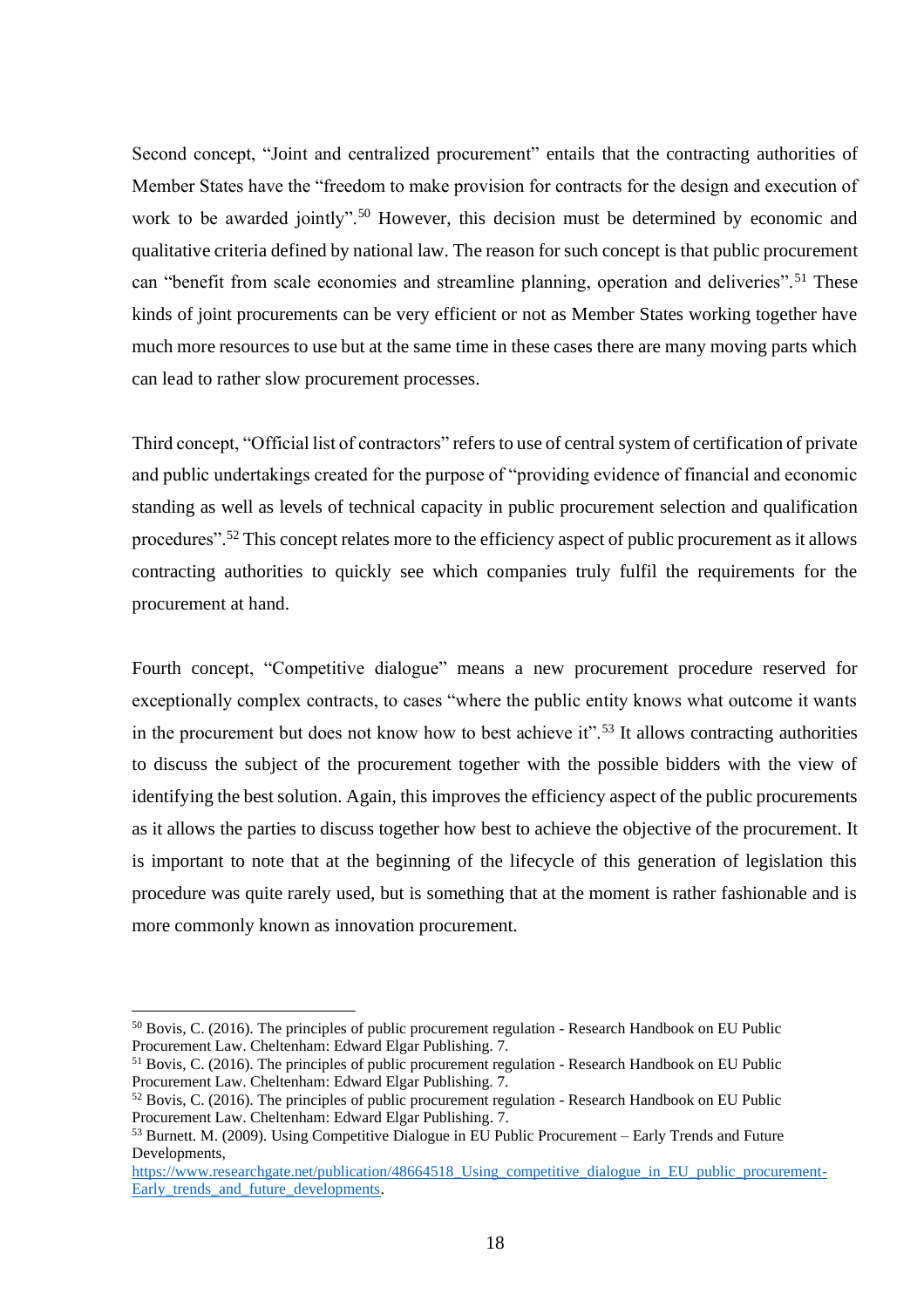Second concept, "Joint and centralized procurement" entails that the contracting authorities of Member States have the "freedom to make provision for contracts for the design and execution of work to be awarded jointly".[50] However, this decision must be determined by economic and qualitative criteria defined by national law. The reason for such concept is that public procurement can "benefit from scale economies and streamline planning, operation and deliveries".[51] These kinds of joint procurements can be very efficient or not as Member States working together have much more resources to use but at the same time in these cases there are many moving parts which can lead to rather slow procurement processes.

Third concept, "Official list of contractors" refers to use of central system of certification of private and public undertakings created for the purpose of "providing evidence of financial and economic standing as well as levels of technical capacity in public procurement selection and qualification procedures".[52] This concept relates more to the efficiency aspect of public procurement as it allows contracting authorities to quickly see which companies truly fulfil the requirements for the procurement at hand.

Fourth concept, "Competitive dialogue" means a new procurement procedure reserved for exceptionally complex contracts, to cases "where the public entity knows what outcome it wants in the procurement but does not know how to best achieve it".[53] It allows contracting authorities to discuss the subject of the procurement together with the possible bidders with the view of identifying the best solution. Again, this improves the efficiency aspect of the public procurements as it allows the parties to discuss together how best to achieve the objective of the procurement. It is important to note that at the beginning of the lifecycle of this generation of legislation this procedure was quite rarely used, but is something that at the moment is rather fashionable and is more commonly known as innovation procurement.

---

[50] Bovis, C. (2016). The principles of public procurement regulation - Research Handbook on EU Public Procurement Law. Cheltenham: Edward Elgar Publishing. 7.

[51] Bovis, C. (2016). The principles of public procurement regulation - Research Handbook on EU Public Procurement Law. Cheltenham: Edward Elgar Publishing. 7.

[52] Bovis, C. (2016). The principles of public procurement regulation - Research Handbook on EU Public Procurement Law. Cheltenham: Edward Elgar Publishing. 7.

[53] Burnett. M. (2009). Using Competitive Dialogue in EU Public Procurement – Early Trends and Future Developments, https://www.researchgate.net/publication/48664518_Using_competitive_dialogue_in_EU_public_procurement-Early_trends_and_future_developments.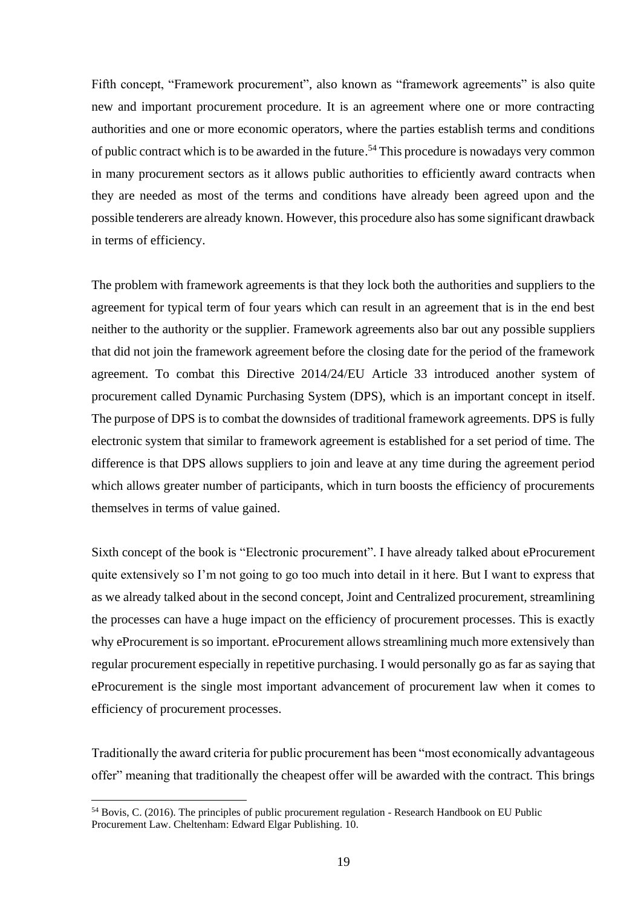Fifth concept, "Framework procurement", also known as "framework agreements" is also quite new and important procurement procedure. It is an agreement where one or more contracting authorities and one or more economic operators, where the parties establish terms and conditions of public contract which is to be awarded in the future.[54] This procedure is nowadays very common in many procurement sectors as it allows public authorities to efficiently award contracts when they are needed as most of the terms and conditions have already been agreed upon and the possible tenderers are already known. However, this procedure also has some significant drawback in terms of efficiency.

The problem with framework agreements is that they lock both the authorities and suppliers to the agreement for typical term of four years which can result in an agreement that is in the end best neither to the authority or the supplier. Framework agreements also bar out any possible suppliers that did not join the framework agreement before the closing date for the period of the framework agreement. To combat this Directive 2014/24/EU Article 33 introduced another system of procurement called Dynamic Purchasing System (DPS), which is an important concept in itself. The purpose of DPS is to combat the downsides of traditional framework agreements. DPS is fully electronic system that similar to framework agreement is established for a set period of time. The difference is that DPS allows suppliers to join and leave at any time during the agreement period which allows greater number of participants, which in turn boosts the efficiency of procurements themselves in terms of value gained.

Sixth concept of the book is "Electronic procurement". I have already talked about eProcurement quite extensively so I'm not going to go too much into detail in it here. But I want to express that as we already talked about in the second concept, Joint and Centralized procurement, streamlining the processes can have a huge impact on the efficiency of procurement processes. This is exactly why eProcurement is so important. eProcurement allows streamlining much more extensively than regular procurement especially in repetitive purchasing. I would personally go as far as saying that eProcurement is the single most important advancement of procurement law when it comes to efficiency of procurement processes.

Traditionally the award criteria for public procurement has been "most economically advantageous offer" meaning that traditionally the cheapest offer will be awarded with the contract. This brings

[54] Bovis, C. (2016). The principles of public procurement regulation - Research Handbook on EU Public Procurement Law. Cheltenham: Edward Elgar Publishing. 10.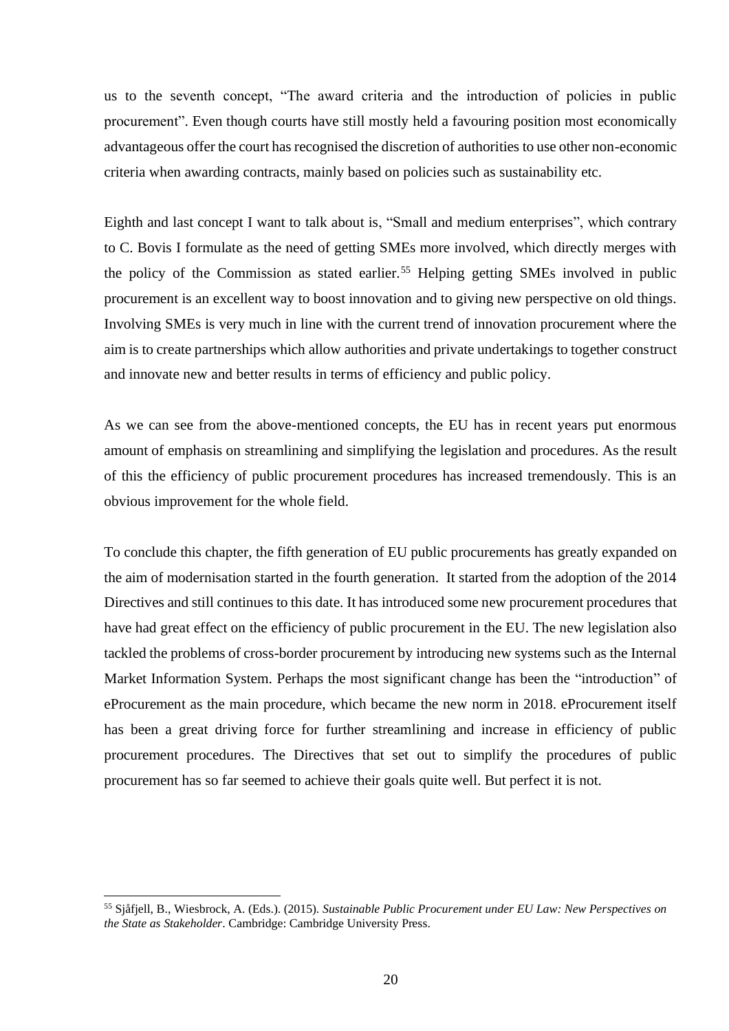us to the seventh concept, "The award criteria and the introduction of policies in public procurement". Even though courts have still mostly held a favouring position most economically advantageous offer the court has recognised the discretion of authorities to use other non-economic criteria when awarding contracts, mainly based on policies such as sustainability etc.

Eighth and last concept I want to talk about is, "Small and medium enterprises", which contrary to C. Bovis I formulate as the need of getting SMEs more involved, which directly merges with the policy of the Commission as stated earlier.[55] Helping getting SMEs involved in public procurement is an excellent way to boost innovation and to giving new perspective on old things. Involving SMEs is very much in line with the current trend of innovation procurement where the aim is to create partnerships which allow authorities and private undertakings to together construct and innovate new and better results in terms of efficiency and public policy.

As we can see from the above-mentioned concepts, the EU has in recent years put enormous amount of emphasis on streamlining and simplifying the legislation and procedures. As the result of this the efficiency of public procurement procedures has increased tremendously. This is an obvious improvement for the whole field.

To conclude this chapter, the fifth generation of EU public procurements has greatly expanded on the aim of modernisation started in the fourth generation. It started from the adoption of the 2014 Directives and still continues to this date. It has introduced some new procurement procedures that have had great effect on the efficiency of public procurement in the EU. The new legislation also tackled the problems of cross-border procurement by introducing new systems such as the Internal Market Information System. Perhaps the most significant change has been the "introduction" of eProcurement as the main procedure, which became the new norm in 2018. eProcurement itself has been a great driving force for further streamlining and increase in efficiency of public procurement procedures. The Directives that set out to simplify the procedures of public procurement has so far seemed to achieve their goals quite well. But perfect it is not.

---

[55] Sjåfjell, B., Wiesbrock, A. (Eds.). (2015). *Sustainable Public Procurement under EU Law: New Perspectives on the State as Stakeholder*. Cambridge: Cambridge University Press.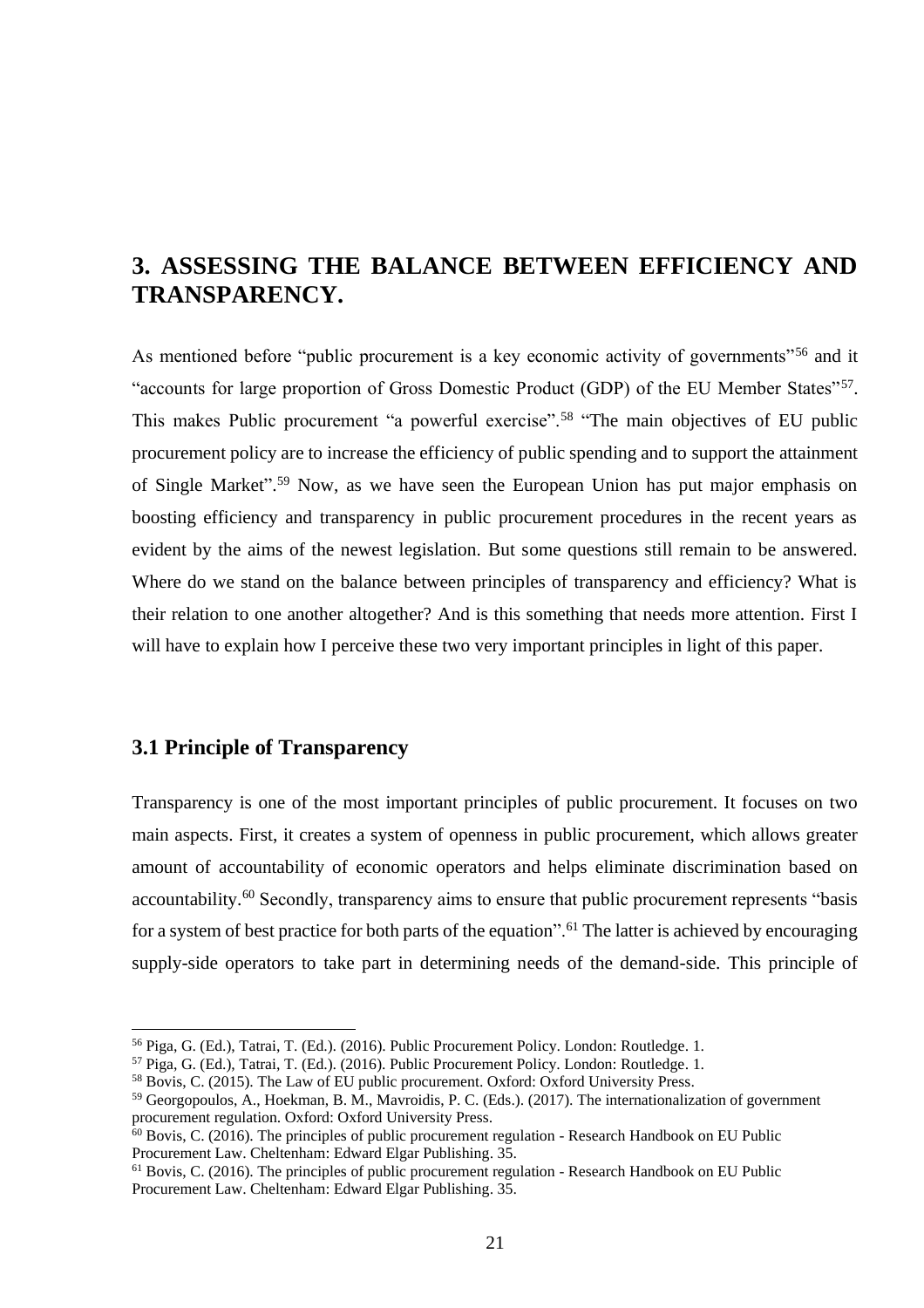## 3. ASSESSING THE BALANCE BETWEEN EFFICIENCY AND TRANSPARENCY.

As mentioned before "public procurement is a key economic activity of governments"[56] and it "accounts for large proportion of Gross Domestic Product (GDP) of the EU Member States"[57]. This makes Public procurement "a powerful exercise".[58] "The main objectives of EU public procurement policy are to increase the efficiency of public spending and to support the attainment of Single Market".[59] Now, as we have seen the European Union has put major emphasis on boosting efficiency and transparency in public procurement procedures in the recent years as evident by the aims of the newest legislation. But some questions still remain to be answered. Where do we stand on the balance between principles of transparency and efficiency? What is their relation to one another altogether? And is this something that needs more attention. First I will have to explain how I perceive these two very important principles in light of this paper.

### 3.1 Principle of Transparency

Transparency is one of the most important principles of public procurement. It focuses on two main aspects. First, it creates a system of openness in public procurement, which allows greater amount of accountability of economic operators and helps eliminate discrimination based on accountability.[60] Secondly, transparency aims to ensure that public procurement represents "basis for a system of best practice for both parts of the equation".[61] The latter is achieved by encouraging supply-side operators to take part in determining needs of the demand-side. This principle of

---

[56] Piga, G. (Ed.), Tatrai, T. (Ed.). (2016). Public Procurement Policy. London: Routledge. 1.

[57] Piga, G. (Ed.), Tatrai, T. (Ed.). (2016). Public Procurement Policy. London: Routledge. 1.

[58] Bovis, C. (2015). The Law of EU public procurement. Oxford: Oxford University Press.

[59] Georgopoulos, A., Hoekman, B. M., Mavroidis, P. C. (Eds.). (2017). The internationalization of government procurement regulation. Oxford: Oxford University Press.

[60] Bovis, C. (2016). The principles of public procurement regulation - Research Handbook on EU Public Procurement Law. Cheltenham: Edward Elgar Publishing. 35.

[61] Bovis, C. (2016). The principles of public procurement regulation - Research Handbook on EU Public Procurement Law. Cheltenham: Edward Elgar Publishing. 35.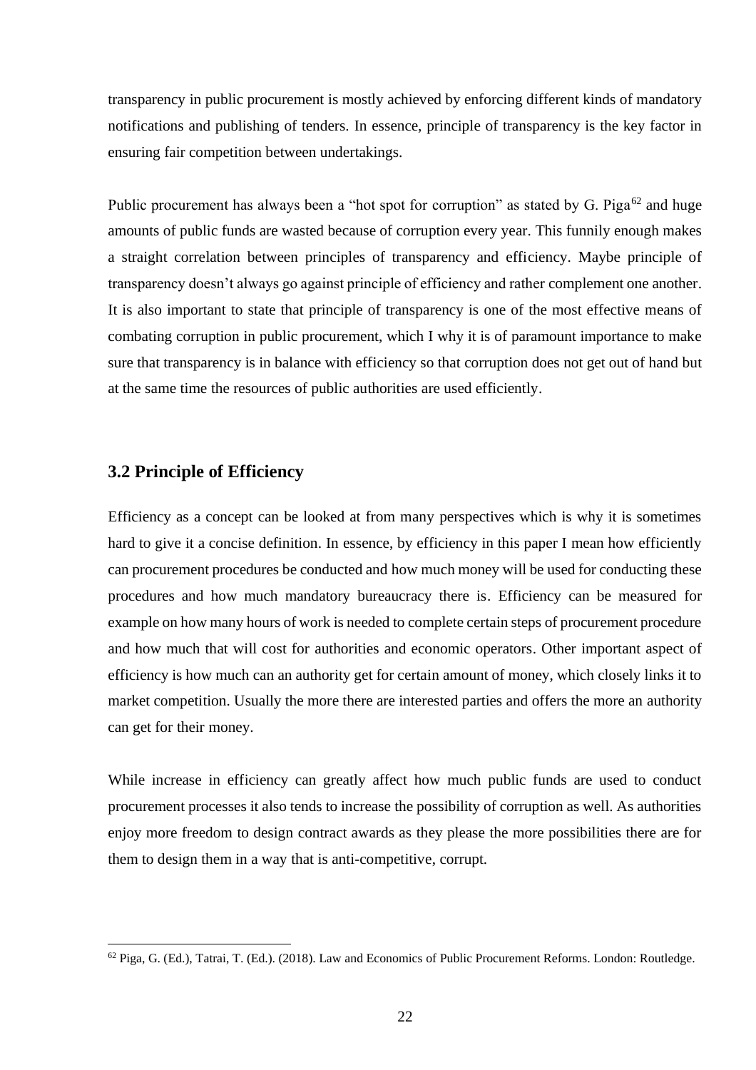transparency in public procurement is mostly achieved by enforcing different kinds of mandatory notifications and publishing of tenders. In essence, principle of transparency is the key factor in ensuring fair competition between undertakings.

Public procurement has always been a "hot spot for corruption" as stated by G. Piga[62] and huge amounts of public funds are wasted because of corruption every year. This funnily enough makes a straight correlation between principles of transparency and efficiency. Maybe principle of transparency doesn't always go against principle of efficiency and rather complement one another. It is also important to state that principle of transparency is one of the most effective means of combating corruption in public procurement, which I why it is of paramount importance to make sure that transparency is in balance with efficiency so that corruption does not get out of hand but at the same time the resources of public authorities are used efficiently.

## 3.2 Principle of Efficiency

Efficiency as a concept can be looked at from many perspectives which is why it is sometimes hard to give it a concise definition. In essence, by efficiency in this paper I mean how efficiently can procurement procedures be conducted and how much money will be used for conducting these procedures and how much mandatory bureaucracy there is. Efficiency can be measured for example on how many hours of work is needed to complete certain steps of procurement procedure and how much that will cost for authorities and economic operators. Other important aspect of efficiency is how much can an authority get for certain amount of money, which closely links it to market competition. Usually the more there are interested parties and offers the more an authority can get for their money.

While increase in efficiency can greatly affect how much public funds are used to conduct procurement processes it also tends to increase the possibility of corruption as well. As authorities enjoy more freedom to design contract awards as they please the more possibilities there are for them to design them in a way that is anti-competitive, corrupt.

---

[62] Piga, G. (Ed.), Tatrai, T. (Ed.). (2018). Law and Economics of Public Procurement Reforms. London: Routledge.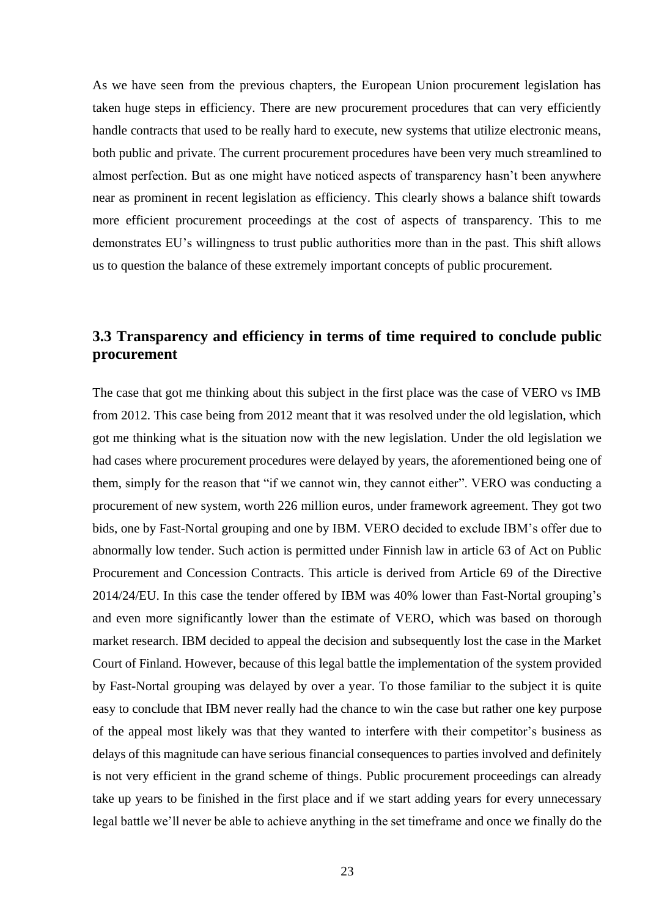As we have seen from the previous chapters, the European Union procurement legislation has taken huge steps in efficiency. There are new procurement procedures that can very efficiently handle contracts that used to be really hard to execute, new systems that utilize electronic means, both public and private. The current procurement procedures have been very much streamlined to almost perfection. But as one might have noticed aspects of transparency hasn't been anywhere near as prominent in recent legislation as efficiency. This clearly shows a balance shift towards more efficient procurement proceedings at the cost of aspects of transparency. This to me demonstrates EU's willingness to trust public authorities more than in the past. This shift allows us to question the balance of these extremely important concepts of public procurement.

## 3.3 Transparency and efficiency in terms of time required to conclude public procurement

The case that got me thinking about this subject in the first place was the case of VERO vs IMB from 2012. This case being from 2012 meant that it was resolved under the old legislation, which got me thinking what is the situation now with the new legislation. Under the old legislation we had cases where procurement procedures were delayed by years, the aforementioned being one of them, simply for the reason that "if we cannot win, they cannot either". VERO was conducting a procurement of new system, worth 226 million euros, under framework agreement. They got two bids, one by Fast-Nortal grouping and one by IBM. VERO decided to exclude IBM's offer due to abnormally low tender. Such action is permitted under Finnish law in article 63 of Act on Public Procurement and Concession Contracts. This article is derived from Article 69 of the Directive 2014/24/EU. In this case the tender offered by IBM was 40% lower than Fast-Nortal grouping's and even more significantly lower than the estimate of VERO, which was based on thorough market research. IBM decided to appeal the decision and subsequently lost the case in the Market Court of Finland. However, because of this legal battle the implementation of the system provided by Fast-Nortal grouping was delayed by over a year. To those familiar to the subject it is quite easy to conclude that IBM never really had the chance to win the case but rather one key purpose of the appeal most likely was that they wanted to interfere with their competitor's business as delays of this magnitude can have serious financial consequences to parties involved and definitely is not very efficient in the grand scheme of things. Public procurement proceedings can already take up years to be finished in the first place and if we start adding years for every unnecessary legal battle we'll never be able to achieve anything in the set timeframe and once we finally do the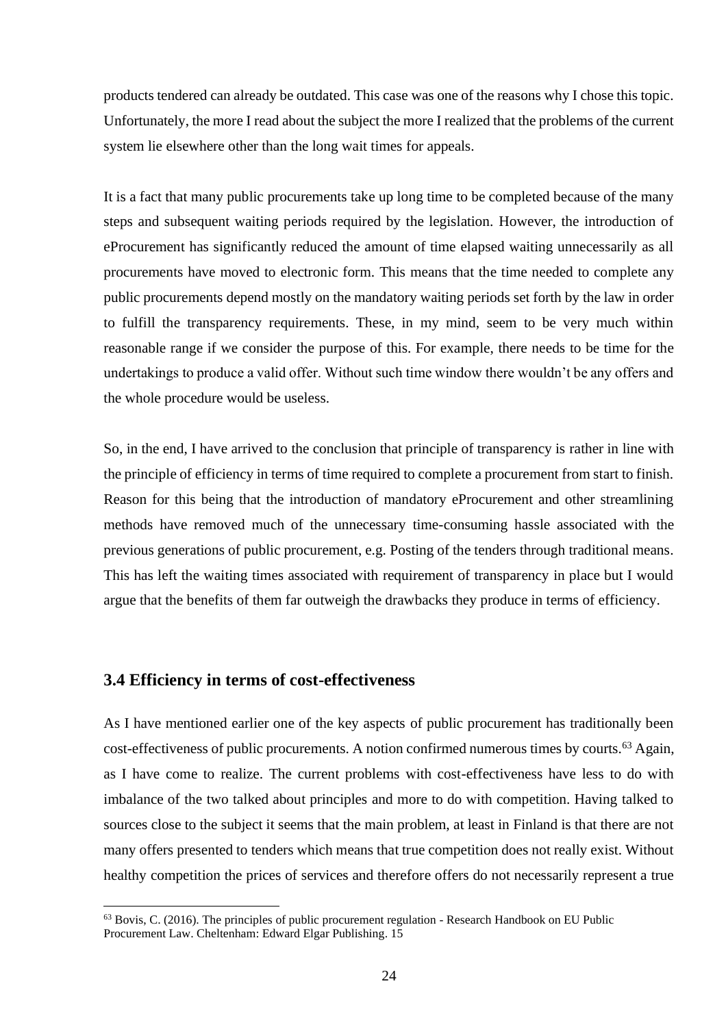products tendered can already be outdated. This case was one of the reasons why I chose this topic. Unfortunately, the more I read about the subject the more I realized that the problems of the current system lie elsewhere other than the long wait times for appeals.

It is a fact that many public procurements take up long time to be completed because of the many steps and subsequent waiting periods required by the legislation. However, the introduction of eProcurement has significantly reduced the amount of time elapsed waiting unnecessarily as all procurements have moved to electronic form. This means that the time needed to complete any public procurements depend mostly on the mandatory waiting periods set forth by the law in order to fulfill the transparency requirements. These, in my mind, seem to be very much within reasonable range if we consider the purpose of this. For example, there needs to be time for the undertakings to produce a valid offer. Without such time window there wouldn't be any offers and the whole procedure would be useless.

So, in the end, I have arrived to the conclusion that principle of transparency is rather in line with the principle of efficiency in terms of time required to complete a procurement from start to finish. Reason for this being that the introduction of mandatory eProcurement and other streamlining methods have removed much of the unnecessary time-consuming hassle associated with the previous generations of public procurement, e.g. Posting of the tenders through traditional means. This has left the waiting times associated with requirement of transparency in place but I would argue that the benefits of them far outweigh the drawbacks they produce in terms of efficiency.

## 3.4 Efficiency in terms of cost-effectiveness

As I have mentioned earlier one of the key aspects of public procurement has traditionally been cost-effectiveness of public procurements. A notion confirmed numerous times by courts.[63] Again, as I have come to realize. The current problems with cost-effectiveness have less to do with imbalance of the two talked about principles and more to do with competition. Having talked to sources close to the subject it seems that the main problem, at least in Finland is that there are not many offers presented to tenders which means that true competition does not really exist. Without healthy competition the prices of services and therefore offers do not necessarily represent a true

[63] Bovis, C. (2016). The principles of public procurement regulation - Research Handbook on EU Public Procurement Law. Cheltenham: Edward Elgar Publishing. 15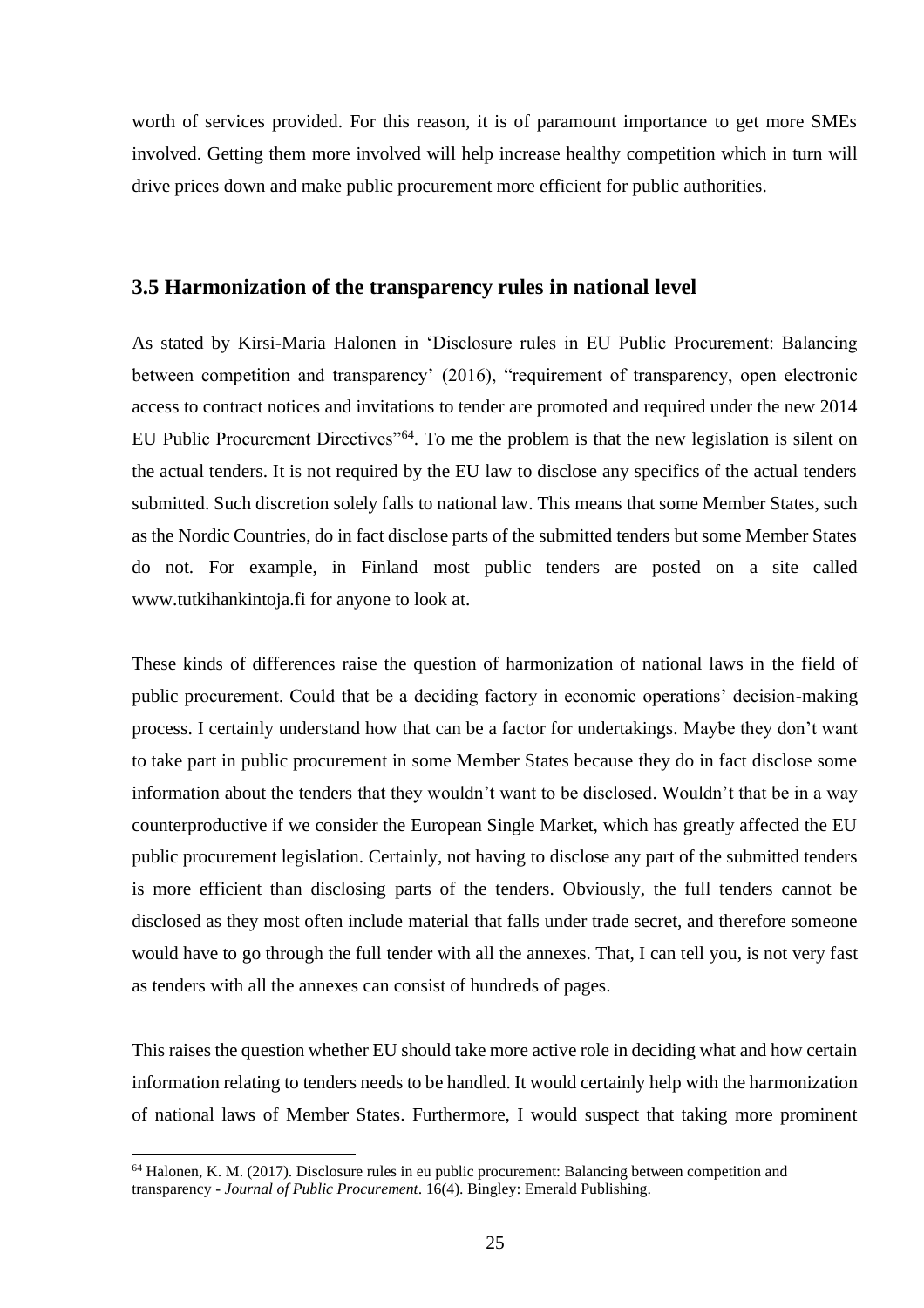worth of services provided. For this reason, it is of paramount importance to get more SMEs involved. Getting them more involved will help increase healthy competition which in turn will drive prices down and make public procurement more efficient for public authorities.

### 3.5 Harmonization of the transparency rules in national level

As stated by Kirsi-Maria Halonen in 'Disclosure rules in EU Public Procurement: Balancing between competition and transparency' (2016), "requirement of transparency, open electronic access to contract notices and invitations to tender are promoted and required under the new 2014 EU Public Procurement Directives"[64]. To me the problem is that the new legislation is silent on the actual tenders. It is not required by the EU law to disclose any specifics of the actual tenders submitted. Such discretion solely falls to national law. This means that some Member States, such as the Nordic Countries, do in fact disclose parts of the submitted tenders but some Member States do not. For example, in Finland most public tenders are posted on a site called www.tutkihankintoja.fi for anyone to look at.

These kinds of differences raise the question of harmonization of national laws in the field of public procurement. Could that be a deciding factory in economic operations' decision-making process. I certainly understand how that can be a factor for undertakings. Maybe they don't want to take part in public procurement in some Member States because they do in fact disclose some information about the tenders that they wouldn't want to be disclosed. Wouldn't that be in a way counterproductive if we consider the European Single Market, which has greatly affected the EU public procurement legislation. Certainly, not having to disclose any part of the submitted tenders is more efficient than disclosing parts of the tenders. Obviously, the full tenders cannot be disclosed as they most often include material that falls under trade secret, and therefore someone would have to go through the full tender with all the annexes. That, I can tell you, is not very fast as tenders with all the annexes can consist of hundreds of pages.

This raises the question whether EU should take more active role in deciding what and how certain information relating to tenders needs to be handled. It would certainly help with the harmonization of national laws of Member States. Furthermore, I would suspect that taking more prominent

---

[64] Halonen, K. M. (2017). Disclosure rules in eu public procurement: Balancing between competition and transparency - *Journal of Public Procurement*. 16(4). Bingley: Emerald Publishing.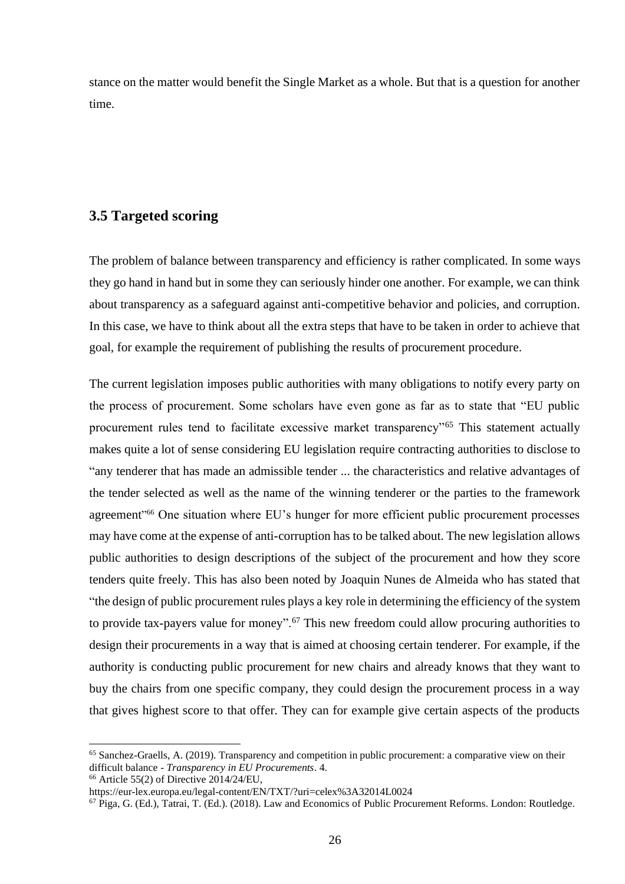stance on the matter would benefit the Single Market as a whole. But that is a question for another time.

## 3.5 Targeted scoring

The problem of balance between transparency and efficiency is rather complicated. In some ways they go hand in hand but in some they can seriously hinder one another. For example, we can think about transparency as a safeguard against anti-competitive behavior and policies, and corruption. In this case, we have to think about all the extra steps that have to be taken in order to achieve that goal, for example the requirement of publishing the results of procurement procedure.

The current legislation imposes public authorities with many obligations to notify every party on the process of procurement. Some scholars have even gone as far as to state that "EU public procurement rules tend to facilitate excessive market transparency"[65] This statement actually makes quite a lot of sense considering EU legislation require contracting authorities to disclose to "any tenderer that has made an admissible tender ... the characteristics and relative advantages of the tender selected as well as the name of the winning tenderer or the parties to the framework agreement"[66] One situation where EU's hunger for more efficient public procurement processes may have come at the expense of anti-corruption has to be talked about. The new legislation allows public authorities to design descriptions of the subject of the procurement and how they score tenders quite freely. This has also been noted by Joaquin Nunes de Almeida who has stated that "the design of public procurement rules plays a key role in determining the efficiency of the system to provide tax-payers value for money".[67] This new freedom could allow procuring authorities to design their procurements in a way that is aimed at choosing certain tenderer. For example, if the authority is conducting public procurement for new chairs and already knows that they want to buy the chairs from one specific company, they could design the procurement process in a way that gives highest score to that offer. They can for example give certain aspects of the products

---

[65] Sanchez-Graells, A. (2019). Transparency and competition in public procurement: a comparative view on their difficult balance - *Transparency in EU Procurements*. 4.

[66] Article 55(2) of Directive 2014/24/EU, https://eur-lex.europa.eu/legal-content/EN/TXT/?uri=celex%3A32014L0024

[67] Piga, G. (Ed.), Tatrai, T. (Ed.). (2018). Law and Economics of Public Procurement Reforms. London: Routledge.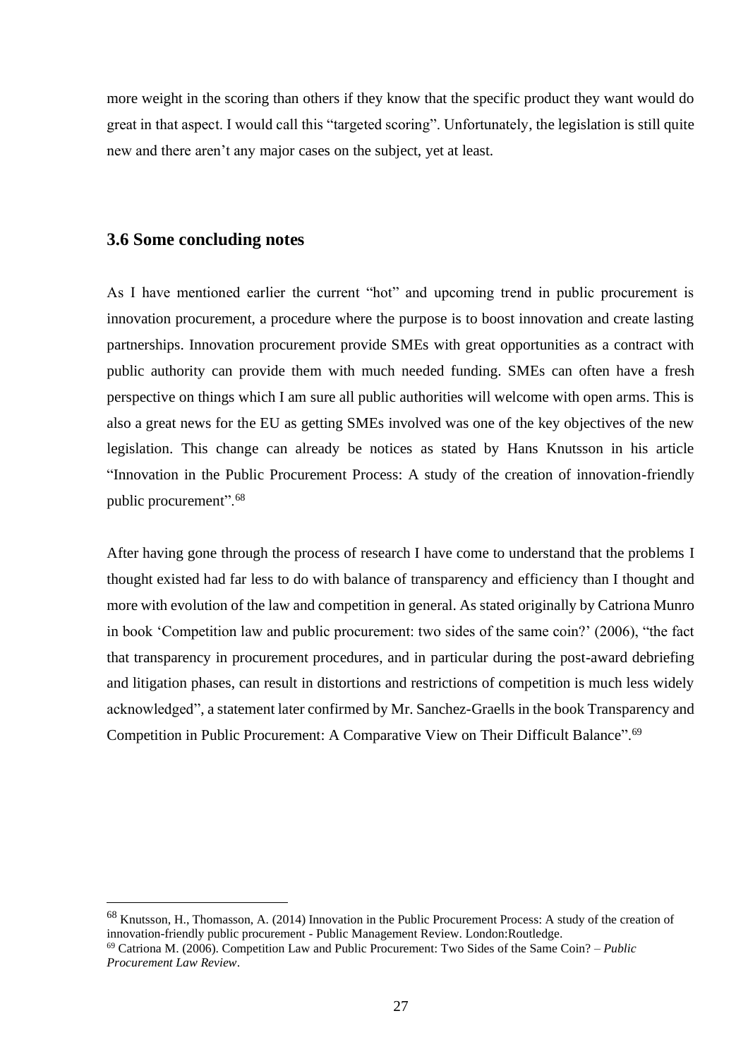more weight in the scoring than others if they know that the specific product they want would do great in that aspect. I would call this "targeted scoring". Unfortunately, the legislation is still quite new and there aren't any major cases on the subject, yet at least.

### 3.6 Some concluding notes

As I have mentioned earlier the current "hot" and upcoming trend in public procurement is innovation procurement, a procedure where the purpose is to boost innovation and create lasting partnerships. Innovation procurement provide SMEs with great opportunities as a contract with public authority can provide them with much needed funding. SMEs can often have a fresh perspective on things which I am sure all public authorities will welcome with open arms. This is also a great news for the EU as getting SMEs involved was one of the key objectives of the new legislation. This change can already be notices as stated by Hans Knutsson in his article "Innovation in the Public Procurement Process: A study of the creation of innovation-friendly public procurement".[68]

After having gone through the process of research I have come to understand that the problems I thought existed had far less to do with balance of transparency and efficiency than I thought and more with evolution of the law and competition in general. As stated originally by Catriona Munro in book 'Competition law and public procurement: two sides of the same coin?' (2006), "the fact that transparency in procurement procedures, and in particular during the post-award debriefing and litigation phases, can result in distortions and restrictions of competition is much less widely acknowledged", a statement later confirmed by Mr. Sanchez-Graells in the book Transparency and Competition in Public Procurement: A Comparative View on Their Difficult Balance".[69]

---

[68] Knutsson, H., Thomasson, A. (2014) Innovation in the Public Procurement Process: A study of the creation of innovation-friendly public procurement - Public Management Review. London:Routledge.

[69] Catriona M. (2006). Competition Law and Public Procurement: Two Sides of the Same Coin? – *Public Procurement Law Review*.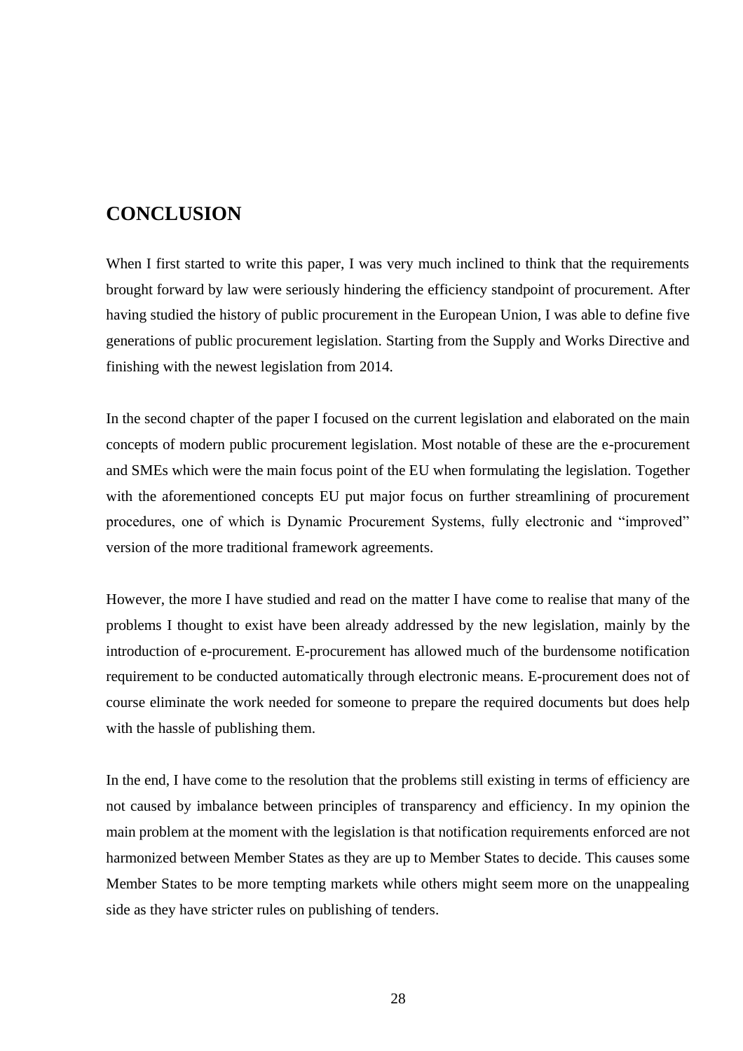# CONCLUSION

When I first started to write this paper, I was very much inclined to think that the requirements brought forward by law were seriously hindering the efficiency standpoint of procurement. After having studied the history of public procurement in the European Union, I was able to define five generations of public procurement legislation. Starting from the Supply and Works Directive and finishing with the newest legislation from 2014.

In the second chapter of the paper I focused on the current legislation and elaborated on the main concepts of modern public procurement legislation. Most notable of these are the e-procurement and SMEs which were the main focus point of the EU when formulating the legislation. Together with the aforementioned concepts EU put major focus on further streamlining of procurement procedures, one of which is Dynamic Procurement Systems, fully electronic and "improved" version of the more traditional framework agreements.

However, the more I have studied and read on the matter I have come to realise that many of the problems I thought to exist have been already addressed by the new legislation, mainly by the introduction of e-procurement. E-procurement has allowed much of the burdensome notification requirement to be conducted automatically through electronic means. E-procurement does not of course eliminate the work needed for someone to prepare the required documents but does help with the hassle of publishing them.

In the end, I have come to the resolution that the problems still existing in terms of efficiency are not caused by imbalance between principles of transparency and efficiency. In my opinion the main problem at the moment with the legislation is that notification requirements enforced are not harmonized between Member States as they are up to Member States to decide. This causes some Member States to be more tempting markets while others might seem more on the unappealing side as they have stricter rules on publishing of tenders.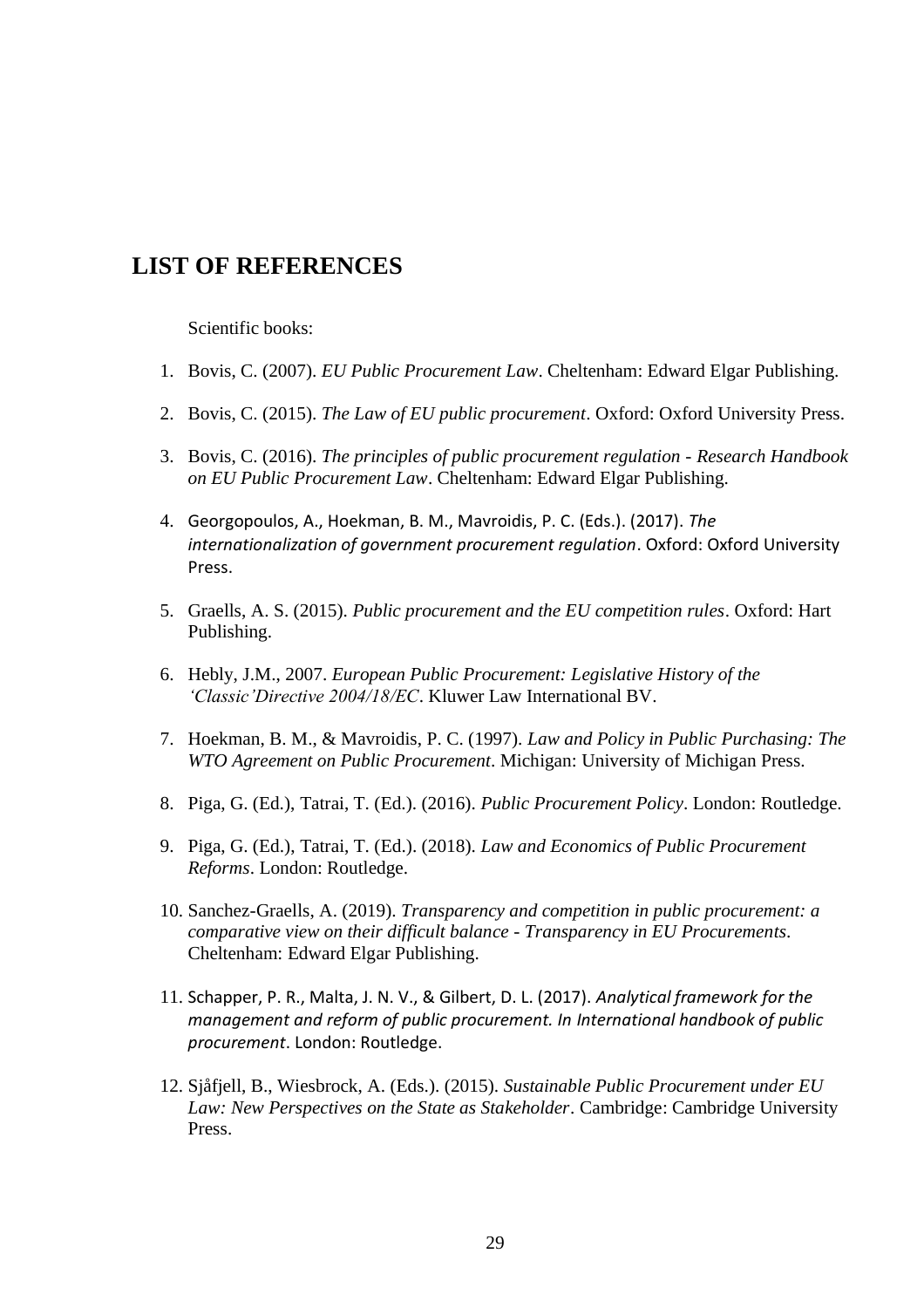## LIST OF REFERENCES

Scientific books:

1. Bovis, C. (2007). *EU Public Procurement Law*. Cheltenham: Edward Elgar Publishing.
2. Bovis, C. (2015). *The Law of EU public procurement*. Oxford: Oxford University Press.
3. Bovis, C. (2016). *The principles of public procurement regulation - Research Handbook on EU Public Procurement Law*. Cheltenham: Edward Elgar Publishing.
4. Georgopoulos, A., Hoekman, B. M., Mavroidis, P. C. (Eds.). (2017). *The internationalization of government procurement regulation*. Oxford: Oxford University Press.
5. Graells, A. S. (2015). *Public procurement and the EU competition rules*. Oxford: Hart Publishing.
6. Hebly, J.M., 2007. *European Public Procurement: Legislative History of the 'Classic'Directive 2004/18/EC*. Kluwer Law International BV.
7. Hoekman, B. M., & Mavroidis, P. C. (1997). *Law and Policy in Public Purchasing: The WTO Agreement on Public Procurement*. Michigan: University of Michigan Press.
8. Piga, G. (Ed.), Tatrai, T. (Ed.). (2016). *Public Procurement Policy*. London: Routledge.
9. Piga, G. (Ed.), Tatrai, T. (Ed.). (2018). *Law and Economics of Public Procurement Reforms*. London: Routledge.
10. Sanchez-Graells, A. (2019). *Transparency and competition in public procurement: a comparative view on their difficult balance - Transparency in EU Procurements*. Cheltenham: Edward Elgar Publishing.
11. Schapper, P. R., Malta, J. N. V., & Gilbert, D. L. (2017). *Analytical framework for the management and reform of public procurement. In International handbook of public procurement*. London: Routledge.
12. Sjåfjell, B., Wiesbrock, A. (Eds.). (2015). *Sustainable Public Procurement under EU Law: New Perspectives on the State as Stakeholder*. Cambridge: Cambridge University Press.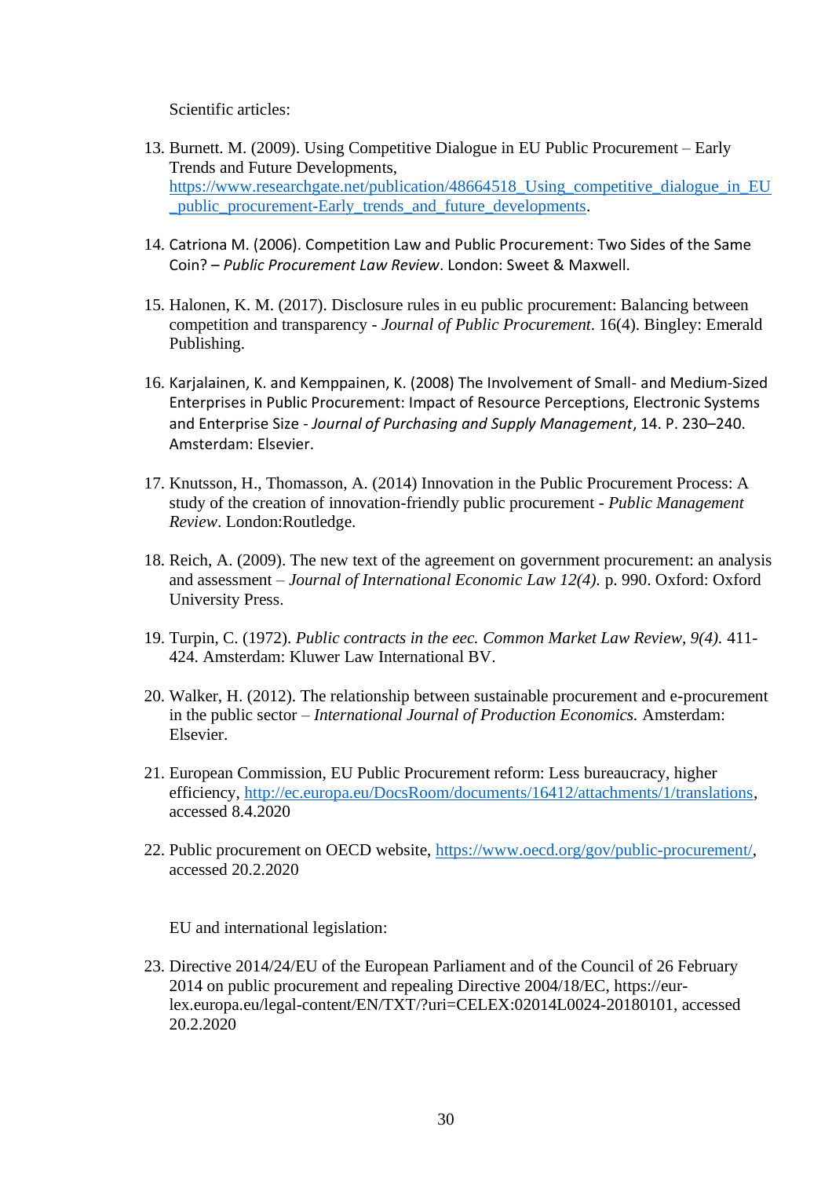Scientific articles:

13. Burnett. M. (2009). Using Competitive Dialogue in EU Public Procurement – Early Trends and Future Developments, https://www.researchgate.net/publication/48664518_Using_competitive_dialogue_in_EU_public_procurement-Early_trends_and_future_developments.

14. Catriona M. (2006). Competition Law and Public Procurement: Two Sides of the Same Coin? – *Public Procurement Law Review*. London: Sweet & Maxwell.

15. Halonen, K. M. (2017). Disclosure rules in eu public procurement: Balancing between competition and transparency - *Journal of Public Procurement*. 16(4). Bingley: Emerald Publishing.

16. Karjalainen, K. and Kemppainen, K. (2008) The Involvement of Small- and Medium-Sized Enterprises in Public Procurement: Impact of Resource Perceptions, Electronic Systems and Enterprise Size - *Journal of Purchasing and Supply Management*, 14. P. 230–240. Amsterdam: Elsevier.

17. Knutsson, H., Thomasson, A. (2014) Innovation in the Public Procurement Process: A study of the creation of innovation-friendly public procurement - *Public Management Review*. London:Routledge.

18. Reich, A. (2009). The new text of the agreement on government procurement: an analysis and assessment – *Journal of International Economic Law 12(4).* p. 990. Oxford: Oxford University Press.

19. Turpin, C. (1972). *Public contracts in the eec. Common Market Law Review, 9(4).* 411-424. Amsterdam: Kluwer Law International BV.

20. Walker, H. (2012). The relationship between sustainable procurement and e-procurement in the public sector – *International Journal of Production Economics.* Amsterdam: Elsevier.

21. European Commission, EU Public Procurement reform: Less bureaucracy, higher efficiency, http://ec.europa.eu/DocsRoom/documents/16412/attachments/1/translations, accessed 8.4.2020

22. Public procurement on OECD website, https://www.oecd.org/gov/public-procurement/, accessed 20.2.2020

EU and international legislation:

23. Directive 2014/24/EU of the European Parliament and of the Council of 26 February 2014 on public procurement and repealing Directive 2004/18/EC, https://eur-lex.europa.eu/legal-content/EN/TXT/?uri=CELEX:02014L0024-20180101, accessed 20.2.2020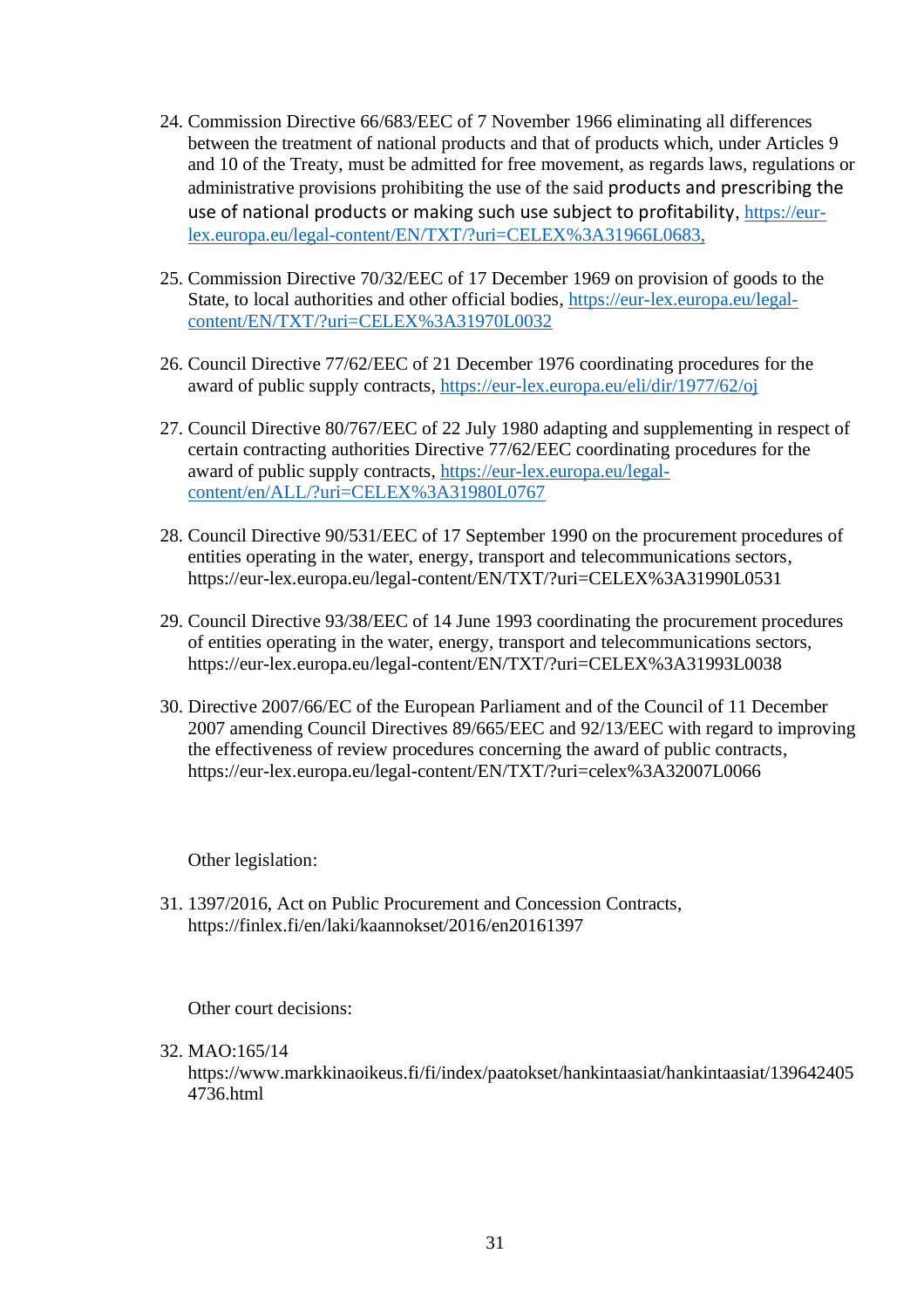24. Commission Directive 66/683/EEC of 7 November 1966 eliminating all differences between the treatment of national products and that of products which, under Articles 9 and 10 of the Treaty, must be admitted for free movement, as regards laws, regulations or administrative provisions prohibiting the use of the said products and prescribing the use of national products or making such use subject to profitability, https://eur-lex.europa.eu/legal-content/EN/TXT/?uri=CELEX%3A31966L0683,

25. Commission Directive 70/32/EEC of 17 December 1969 on provision of goods to the State, to local authorities and other official bodies, https://eur-lex.europa.eu/legal-content/EN/TXT/?uri=CELEX%3A31970L0032

26. Council Directive 77/62/EEC of 21 December 1976 coordinating procedures for the award of public supply contracts, https://eur-lex.europa.eu/eli/dir/1977/62/oj

27. Council Directive 80/767/EEC of 22 July 1980 adapting and supplementing in respect of certain contracting authorities Directive 77/62/EEC coordinating procedures for the award of public supply contracts, https://eur-lex.europa.eu/legal-content/en/ALL/?uri=CELEX%3A31980L0767

28. Council Directive 90/531/EEC of 17 September 1990 on the procurement procedures of entities operating in the water, energy, transport and telecommunications sectors, https://eur-lex.europa.eu/legal-content/EN/TXT/?uri=CELEX%3A31990L0531

29. Council Directive 93/38/EEC of 14 June 1993 coordinating the procurement procedures of entities operating in the water, energy, transport and telecommunications sectors, https://eur-lex.europa.eu/legal-content/EN/TXT/?uri=CELEX%3A31993L0038

30. Directive 2007/66/EC of the European Parliament and of the Council of 11 December 2007 amending Council Directives 89/665/EEC and 92/13/EEC with regard to improving the effectiveness of review procedures concerning the award of public contracts, https://eur-lex.europa.eu/legal-content/EN/TXT/?uri=celex%3A32007L0066

Other legislation:

31. 1397/2016, Act on Public Procurement and Concession Contracts, https://finlex.fi/en/laki/kaannokset/2016/en20161397

Other court decisions:

32. MAO:165/14 https://www.markkinaoikeus.fi/fi/index/paatokset/hankintaasiat/hankintaasiat/1396424054736.html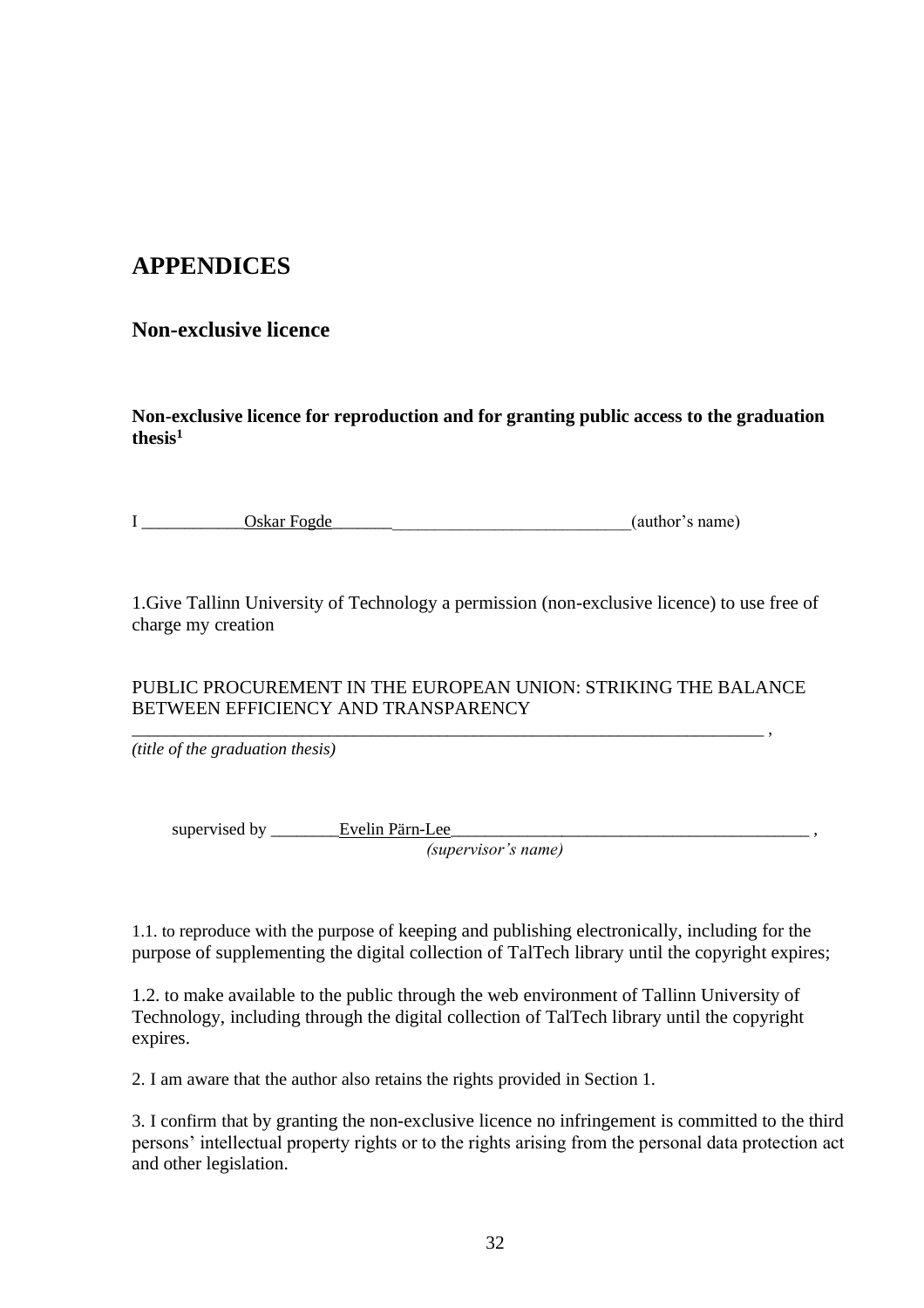# APPENDICES

## Non-exclusive licence

**Non-exclusive licence for reproduction and for granting public access to the graduation thesis[1]**

I ____________Oskar Fogde___________________________________(author's name)

1.Give Tallinn University of Technology a permission (non-exclusive licence) to use free of charge my creation

PUBLIC PROCUREMENT IN THE EUROPEAN UNION: STRIKING THE BALANCE BETWEEN EFFICIENCY AND TRANSPARENCY
_________________________________________________________________________ ,
*(title of the graduation thesis)*

supervised by ________Evelin Pärn-Lee_____________________________________________ ,
*(supervisor's name)*

1.1. to reproduce with the purpose of keeping and publishing electronically, including for the purpose of supplementing the digital collection of TalTech library until the copyright expires;

1.2. to make available to the public through the web environment of Tallinn University of Technology, including through the digital collection of TalTech library until the copyright expires.

2. I am aware that the author also retains the rights provided in Section 1.

3. I confirm that by granting the non-exclusive licence no infringement is committed to the third persons' intellectual property rights or to the rights arising from the personal data protection act and other legislation.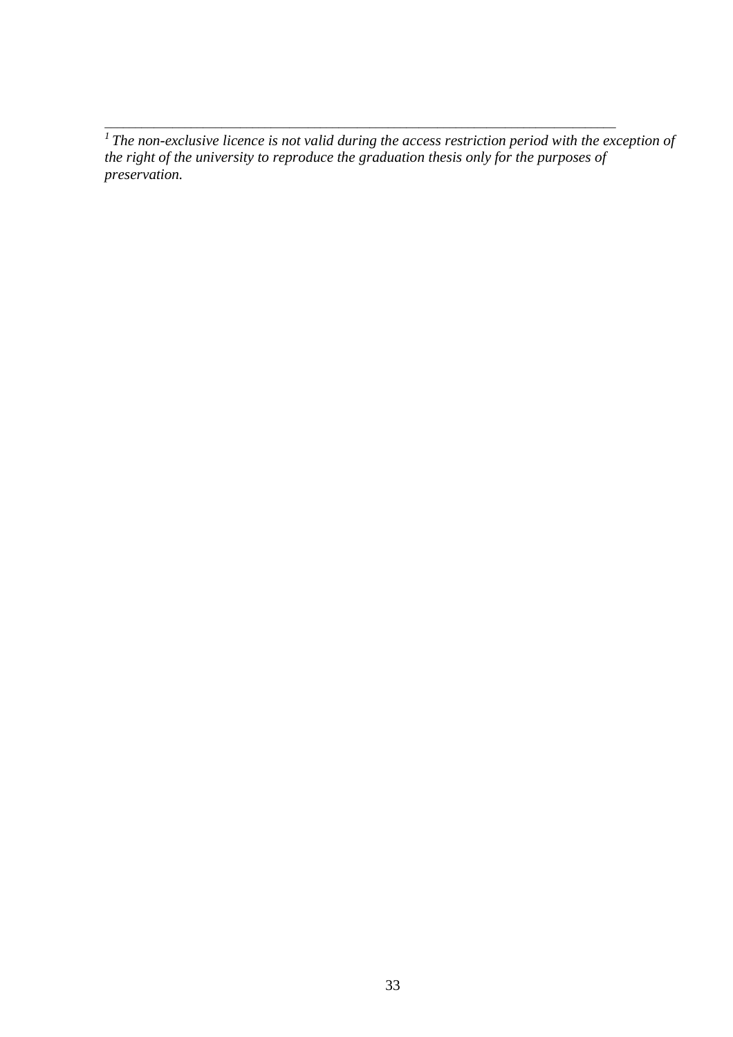---

[1] *The non-exclusive licence is not valid during the access restriction period with the exception of the right of the university to reproduce the graduation thesis only for the purposes of preservation.*